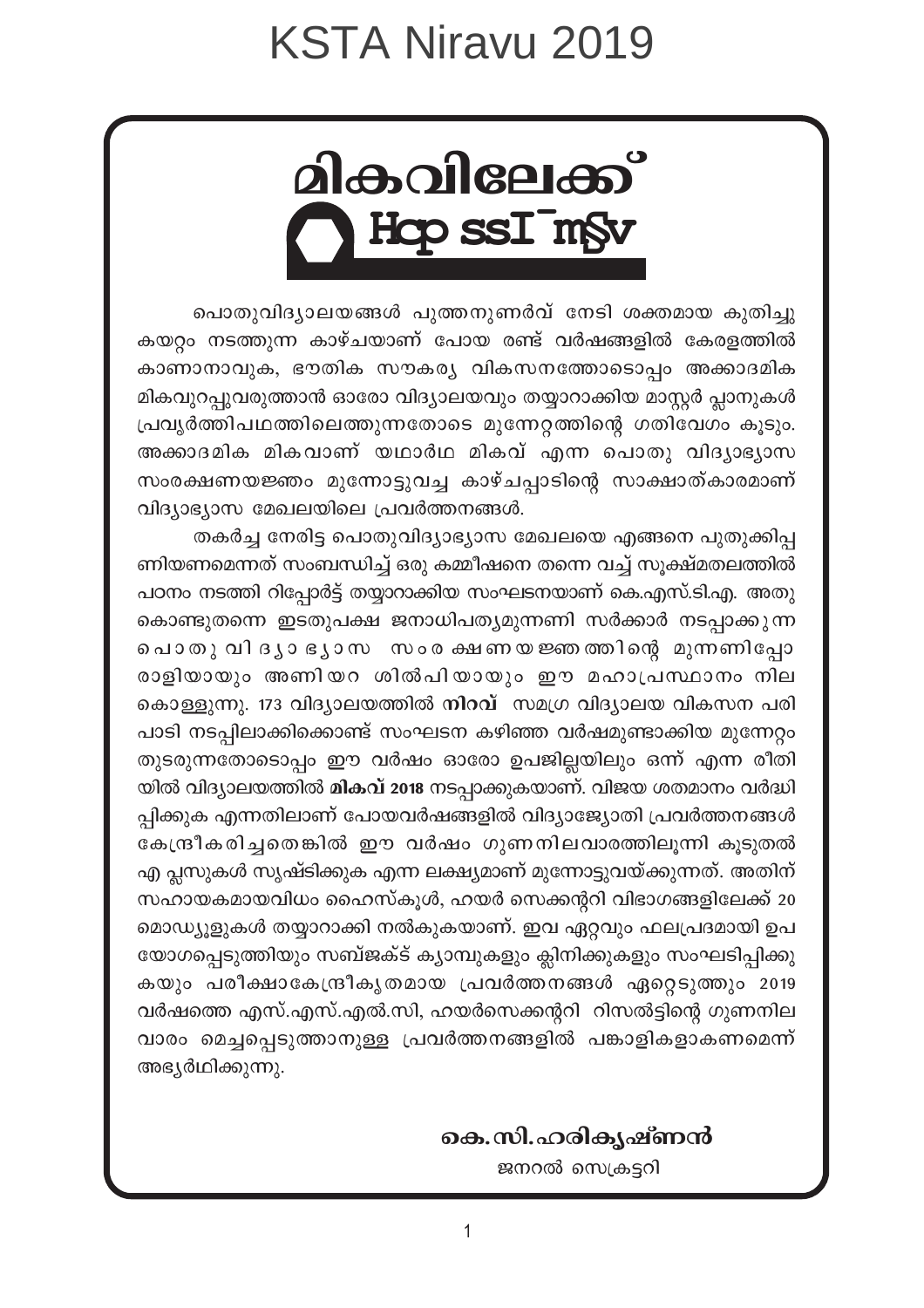# KSTA Niravu 2019

## മികവിലേക്ക്

Hcp ssI¯mSv

പൊതുവിദ്യാലയങ്ങൾ പുത്തനുണർവ് നേടി ശക്തമായ കുതിച്ചു കയറ്റം നടത്തുന്ന കാഴ്ചയാണ് പോയ രണ്ട് വർഷങ്ങളിൽ കേരളത്തിൽ കാണാനാവുക, ഭൗതിക സൗകര്യ വികസനത്തോടൊപ്പം അക്കാദമിക മികവുറപ്പുവരുത്താൻ ഓരോ വിദ്യാലയവും തയ്യാറാക്കിയ മാസ്റ്റർ പ്ലാനുകൾ പ്രവൃർത്തിപഥത്തിലെത്തുന്നതോടെ മുന്നേറ്റത്തിന്റെ ഗതിവേഗം കൂടും. അക്കാദമിക മികവാണ് യഥാർഥ മികവ് എന്ന പൊതു വിദ്യാഭ്യാസ സംരക്ഷണയജ്ഞം മുന്നോട്ടുവച്ച കാഴ്ചപ്പാടിന്റെ സാക്ഷാത്കാരമാണ് വിദ്യാഭ്യാസ മേഖലയിലെ പ്രവർത്തനങ്ങൾ.

തകർച്ച നേരിട്ട പൊതുവിദ്യാഭ്യാസ മേഖലയെ എങ്ങനെ പുതുക്കിപ്പണിയണമെന്നത് സംബന്ധിച്ച് ഒരു കമ്മീഷനെ തന്നെ വച്ച് സൂക്ഷ്മതലത്തിൽ പഠനം നടത്തി റിപ്പോർട്ട് തയ്യാറാക്കിയ സംഘടനയാണ് കെ.എസ്.ടി.എ. അതുകൊണ്ടുതന്നെ ഇടതുപക്ഷ ജനാധിപത്യമുന്നണി സർക്കാർ നടപ്പാക്കുന്ന പൊതുവിദ്യാഭ്യാസ സംരക്ഷണയജ്ഞത്തിന്റെ മുന്നണിപ്പോരാളിയായും അണിയറ ശിൽപിയായും ഈ മഹാപ്രസ്ഥാനം നിലകൊള്ളുന്നു. 173 വിദ്യാലയത്തിൽ **നിറവ്** സമഗ്ര വിദ്യാലയ വികസന പരിപാടി നടപ്പിലാക്കിക്കൊണ്ട് സംഘടന കഴിഞ്ഞ വർഷമുണ്ടാക്കിയ മുന്നേറ്റം തുടരുന്നതോടൊപ്പം ഈ വർഷം ഓരോ ഉപജില്ലയിലും ഒന്ന് എന്ന രീതിയിൽ വിദ്യാലയത്തിൽ **മികവ് 2018** നടപ്പാക്കുകയാണ്. വിജയ ശതമാനം വർദ്ധിപ്പിക്കുക എന്നതിലാണ് പോയവർഷങ്ങളിൽ വിദ്യാജ്യോതി പ്രവർത്തനങ്ങൾ കേന്ദ്രീകരിച്ചതെങ്കിൽ ഈ വർഷം ഗുണനിലവാരത്തിലൂന്നി കൂടുതൽ എ പ്ലസുകൾ സൃഷ്ടിക്കുക എന്ന ലക്ഷ്യമാണ് മുന്നോട്ടുവയ്ക്കുന്നത്. അതിന് സഹായകമായവിധം ഹൈസ്കൂൾ, ഹയർ സെക്കന്ററി വിഭാഗങ്ങളിലേക്ക് 20 മൊഡ്യൂളുകൾ തയ്യാറാക്കി നൽകുകയാണ്. ഇവ ഏറ്റവും ഫലപ്രദമായി ഉപയോഗപ്പെടുത്തിയും സബ്ജക്ട് ക്യാമ്പുകളും ക്ലിനിക്കുകളും സംഘടിപ്പിക്കുകയും പരീക്ഷാകേന്ദ്രീകൃതമായ പ്രവർത്തനങ്ങൾ ഏറ്റെടുത്തും 2019 വർഷത്തെ എസ്.എസ്.എൽ.സി, ഹയർസെക്കന്ററി റിസൽട്ടിന്റെ ഗുണനിലവാരം മെച്ചപ്പെടുത്താനുള്ള പ്രവർത്തനങ്ങളിൽ പങ്കാളികളാകണമെന്ന് അഭ്യർഥിക്കുന്നു.

**കെ.സി.ഹരികൃഷ്ണൻ**
ജനറൽ സെക്രട്ടറി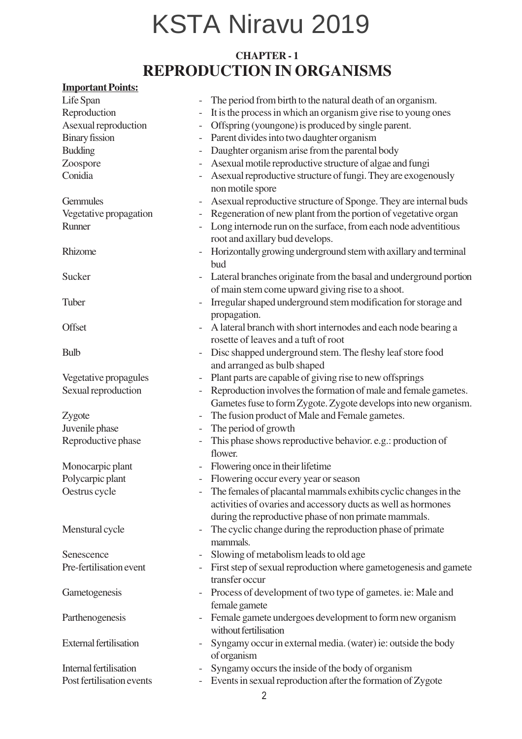# KSTA Niravu 2019

## CHAPTER - 1
## REPRODUCTION IN ORGANISMS

**Important Points:**

| Term | | Description |
|---|---|---|
| Life Span | - | The period from birth to the natural death of an organism. |
| Reproduction | - | It is the process in which an organism give rise to young ones |
| Asexual reproduction | - | Offspring (youngone) is produced by single parent. |
| Binary fission | - | Parent divides into two daughter organism |
| Budding | - | Daughter organism arise from the parental body |
| Zoospore | - | Asexual motile reproductive structure of algae and fungi |
| Conidia | - | Asexual reproductive structure of fungi. They are exogenously non motile spore |
| Gemmules | - | Asexual reproductive structure of Sponge. They are internal buds |
| Vegetative propagation | - | Regeneration of new plant from the portion of vegetative organ |
| Runner | - | Long internode run on the surface, from each node adventitious root and axillary bud develops. |
| Rhizome | - | Horizontally growing underground stem with axillary and terminal bud |
| Sucker | - | Lateral branches originate from the basal and underground portion of main stem come upward giving rise to a shoot. |
| Tuber | - | Irregular shaped underground stem modification for storage and propagation. |
| Offset | - | A lateral branch with short internodes and each node bearing a rosette of leaves and a tuft of root |
| Bulb | - | Disc shapped underground stem. The fleshy leaf store food and arranged as bulb shaped |
| Vegetative propagules | - | Plant parts are capable of giving rise to new offsprings |
| Sexual reproduction | - | Reproduction involves the formation of male and female gametes. Gametes fuse to form Zygote. Zygote develops into new organism. |
| Zygote | - | The fusion product of Male and Female gametes. |
| Juvenile phase | - | The period of growth |
| Reproductive phase | - | This phase shows reproductive behavior. e.g.: production of flower. |
| Monocarpic plant | - | Flowering once in their lifetime |
| Polycarpic plant | - | Flowering occur every year or season |
| Oestrus cycle | - | The females of placantal mammals exhibits cyclic changes in the activities of ovaries and accessory ducts as well as hormones during the reproductive phase of non primate mammals. |
| Menstural cycle | - | The cyclic change during the reproduction phase of primate mammals. |
| Senescence | - | Slowing of metabolism leads to old age |
| Pre-fertilisation event | - | First step of sexual reproduction where gametogenesis and gamete transfer occur |
| Gametogenesis | - | Process of development of two type of gametes. ie: Male and female gamete |
| Parthenogenesis | - | Female gamete undergoes development to form new organism without fertilisation |
| External fertilisation | - | Syngamy occur in external media. (water) ie: outside the body of organism |
| Internal fertilisation | - | Syngamy occurs the inside of the body of organism |
| Post fertilisation events | - | Events in sexual reproduction after the formation of Zygote |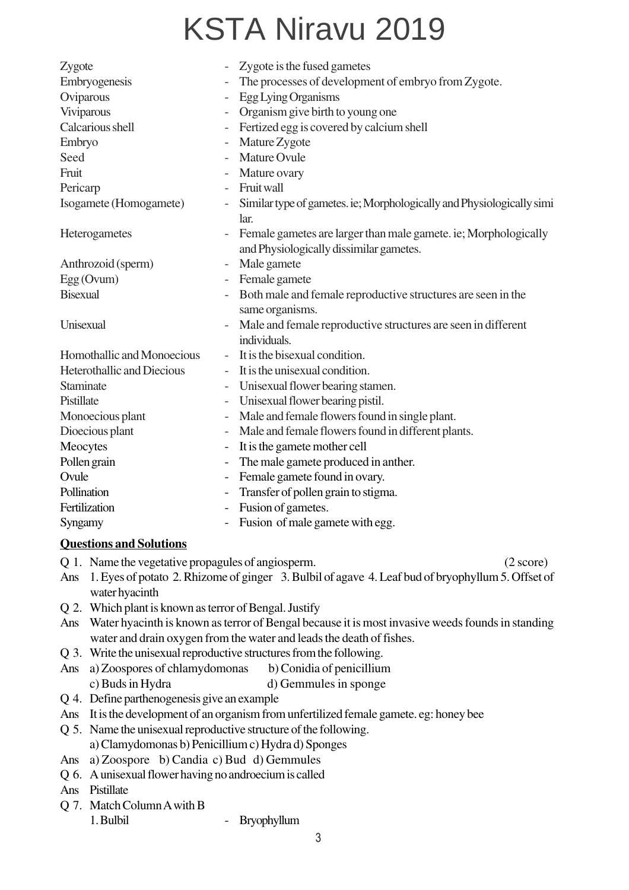| | | |
|---|---|---|
| Zygote | - | Zygote is the fused gametes |
| Embryogenesis | - | The processes of development of embryo from Zygote. |
| Oviparous | - | Egg Lying Organisms |
| Viviparous | - | Organism give birth to young one |
| Calcarious shell | - | Fertized egg is covered by calcium shell |
| Embryo | - | Mature Zygote |
| Seed | - | Mature Ovule |
| Fruit | - | Mature ovary |
| Pericarp | - | Fruit wall |
| Isogamete (Homogamete) | - | Similar type of gametes. ie; Morphologically and Physiologically simi lar. |
| Heterogametes | - | Female gametes are larger than male gamete. ie; Morphologically and Physiologically dissimilar gametes. |
| Anthrozoid (sperm) | - | Male gamete |
| Egg (Ovum) | - | Female gamete |
| Bisexual | - | Both male and female reproductive structures are seen in the same organisms. |
| Unisexual | - | Male and female reproductive structures are seen in different individuals. |
| Homothallic and Monoecious | - | It is the bisexual condition. |
| Heterothallic and Diecious | - | It is the unisexual condition. |
| Staminate | - | Unisexual flower bearing stamen. |
| Pistillate | - | Unisexual flower bearing pistil. |
| Monoecious plant | - | Male and female flowers found in single plant. |
| Dioecious plant | - | Male and female flowers found in different plants. |
| Meocytes | - | It is the gamete mother cell |
| Pollen grain | - | The male gamete produced in anther. |
| Ovule | - | Female gamete found in ovary. |
| Pollination | - | Transfer of pollen grain to stigma. |
| Fertilization | - | Fusion of gametes. |
| Syngamy | - | Fusion of male gamete with egg. |

**Questions and Solutions**

Q 1. Name the vegetative propagules of angiosperm. (2 score)

Ans 1. Eyes of potato 2. Rhizome of ginger 3. Bulbil of agave 4. Leaf bud of bryophyllum 5. Offset of water hyacinth

Q 2. Which plant is known as terror of Bengal. Justify

Ans Water hyacinth is known as terror of Bengal because it is most invasive weeds founds in standing water and drain oxygen from the water and leads the death of fishes.

Q 3. Write the unisexual reproductive structures from the following.

Ans a) Zoospores of chlamydomonas b) Conidia of penicillium
c) Buds in Hydra d) Gemmules in sponge

Q 4. Define parthenogenesis give an example

Ans It is the development of an organism from unfertilized female gamete. eg: honey bee

Q 5. Name the unisexual reproductive structure of the following.
a) Clamydomonas b) Penicillium c) Hydra d) Sponges

Ans a) Zoospore b) Candia c) Bud d) Gemmules

Q 6. A unisexual flower having no androecium is called

Ans Pistillate

Q 7. Match Column A with B
1. Bulbil - Bryophyllum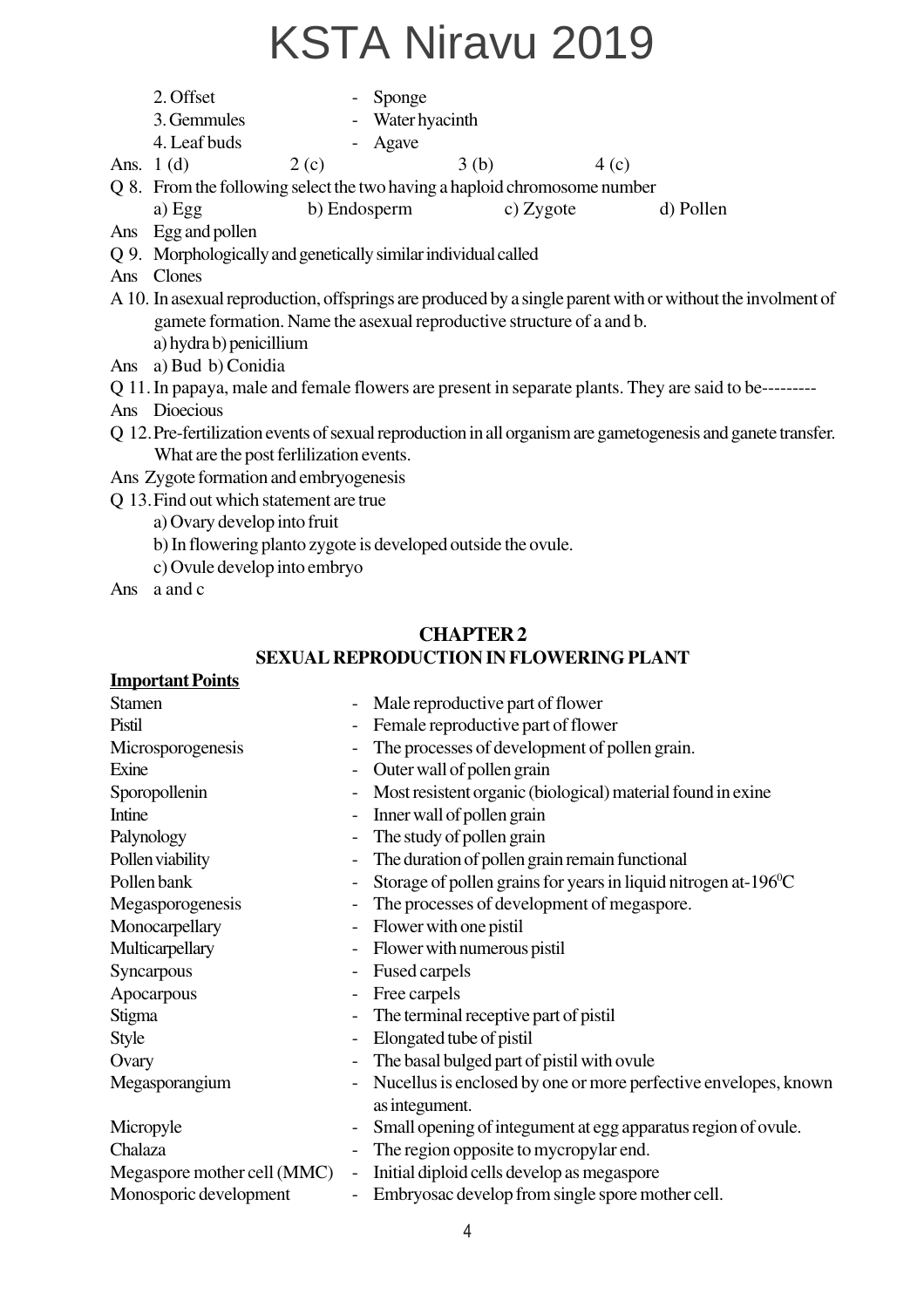2. Offset - Sponge
3. Gemmules - Water hyacinth
4. Leaf buds - Agave

Ans. 1 (d) 2 (c) 3 (b) 4 (c)

Q 8. From the following select the two having a haploid chromosome number

a) Egg b) Endosperm c) Zygote d) Pollen

Ans Egg and pollen

Q 9. Morphologically and genetically similar individual called

Ans Clones

A 10. In asexual reproduction, offsprings are produced by a single parent with or without the involment of gamete formation. Name the asexual reproductive structure of a and b.

a) hydra b) penicillium

Ans a) Bud b) Conidia

Q 11. In papaya, male and female flowers are present in separate plants. They are said to be---------

Ans Dioecious

Q 12. Pre-fertilization events of sexual reproduction in all organism are gametogenesis and ganete transfer. What are the post ferlilization events.

Ans Zygote formation and embryogenesis

Q 13. Find out which statement are true

a) Ovary develop into fruit

b) In flowering planto zygote is developed outside the ovule.

c) Ovule develop into embryo

Ans a and c

## CHAPTER 2
## SEXUAL REPRODUCTION IN FLOWERING PLANT

**Important Points**

| | |
|---|---|
| Stamen | - Male reproductive part of flower |
| Pistil | - Female reproductive part of flower |
| Microsporogenesis | - The processes of development of pollen grain. |
| Exine | - Outer wall of pollen grain |
| Sporopollenin | - Most resistent organic (biological) material found in exine |
| Intine | - Inner wall of pollen grain |
| Palynology | - The study of pollen grain |
| Pollen viability | - The duration of pollen grain remain functional |
| Pollen bank | - Storage of pollen grains for years in liquid nitrogen at-196$^0$C |
| Megasporogenesis | - The processes of development of megaspore. |
| Monocarpellary | - Flower with one pistil |
| Multicarpellary | - Flower with numerous pistil |
| Syncarpous | - Fused carpels |
| Apocarpous | - Free carpels |
| Stigma | - The terminal receptive part of pistil |
| Style | - Elongated tube of pistil |
| Ovary | - The basal bulged part of pistil with ovule |
| Megasporangium | - Nucellus is enclosed by one or more perfective envelopes, known as integument. |
| Micropyle | - Small opening of integument at egg apparatus region of ovule. |
| Chalaza | - The region opposite to mycropylar end. |
| Megaspore mother cell (MMC) | - Initial diploid cells develop as megaspore |
| Monosporic development | - Embryosac develop from single spore mother cell. |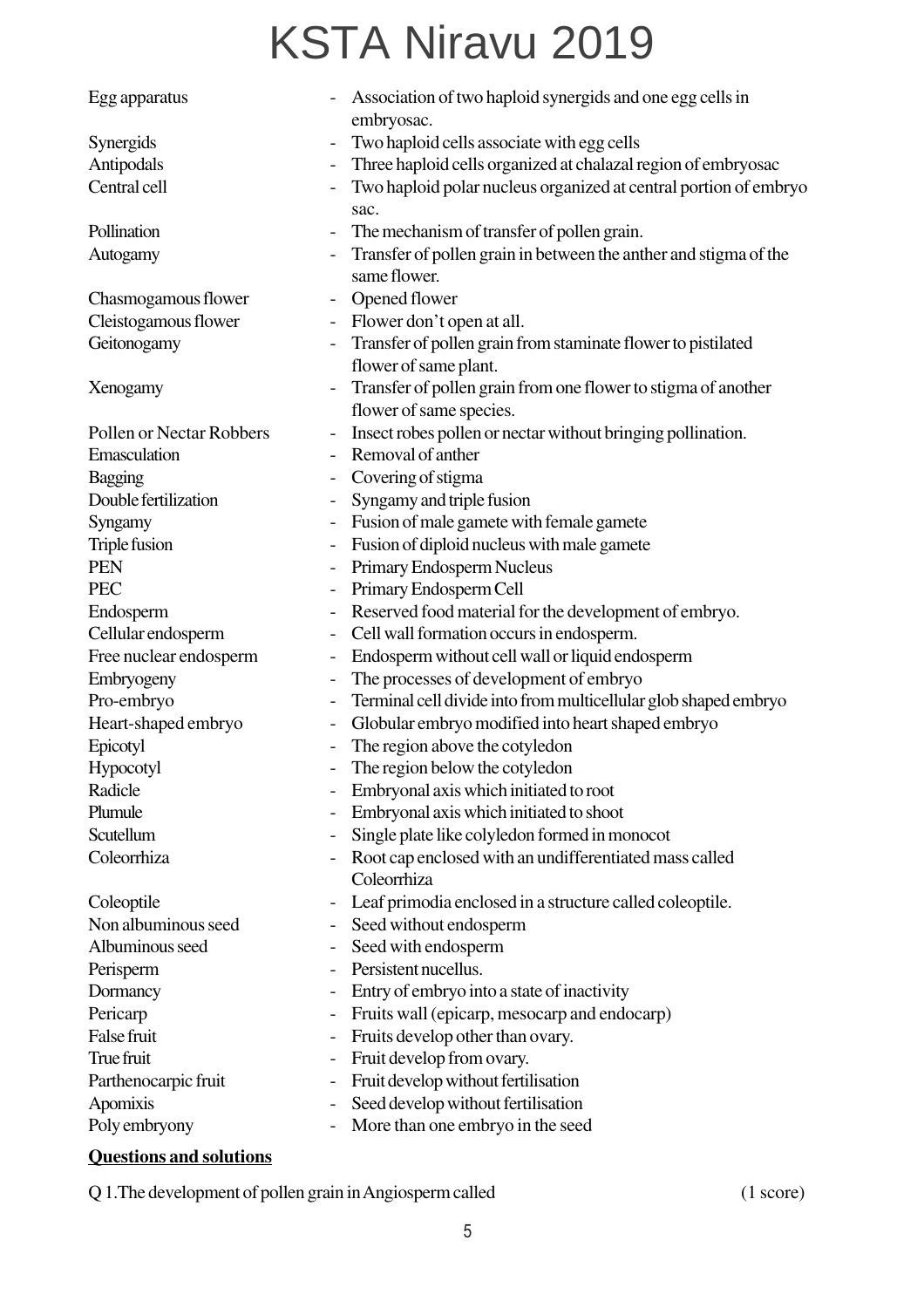| | | |
|---|---|---|
| Egg apparatus | - | Association of two haploid synergids and one egg cells in embryosac. |
| Synergids | - | Two haploid cells associate with egg cells |
| Antipodals | - | Three haploid cells organized at chalazal region of embryosac |
| Central cell | - | Two haploid polar nucleus organized at central portion of embryo sac. |
| Pollination | - | The mechanism of transfer of pollen grain. |
| Autogamy | - | Transfer of pollen grain in between the anther and stigma of the same flower. |
| Chasmogamous flower | - | Opened flower |
| Cleistogamous flower | - | Flower don't open at all. |
| Geitonogamy | - | Transfer of pollen grain from staminate flower to pistilated flower of same plant. |
| Xenogamy | - | Transfer of pollen grain from one flower to stigma of another flower of same species. |
| Pollen or Nectar Robbers | - | Insect robes pollen or nectar without bringing pollination. |
| Emasculation | - | Removal of anther |
| Bagging | - | Covering of stigma |
| Double fertilization | - | Syngamy and triple fusion |
| Syngamy | - | Fusion of male gamete with female gamete |
| Triple fusion | - | Fusion of diploid nucleus with male gamete |
| PEN | - | Primary Endosperm Nucleus |
| PEC | - | Primary Endosperm Cell |
| Endosperm | - | Reserved food material for the development of embryo. |
| Cellular endosperm | - | Cell wall formation occurs in endosperm. |
| Free nuclear endosperm | - | Endosperm without cell wall or liquid endosperm |
| Embryogeny | - | The processes of development of embryo |
| Pro-embryo | - | Terminal cell divide into from multicellular glob shaped embryo |
| Heart-shaped embryo | - | Globular embryo modified into heart shaped embryo |
| Epicotyl | - | The region above the cotyledon |
| Hypocotyl | - | The region below the cotyledon |
| Radicle | - | Embryonal axis which initiated to root |
| Plumule | - | Embryonal axis which initiated to shoot |
| Scutellum | - | Single plate like colyledon formed in monocot |
| Coleorrhiza | - | Root cap enclosed with an undifferentiated mass called Coleorrhiza |
| Coleoptile | - | Leaf primodia enclosed in a structure called coleoptile. |
| Non albuminous seed | - | Seed without endosperm |
| Albuminous seed | - | Seed with endosperm |
| Perisperm | - | Persistent nucellus. |
| Dormancy | - | Entry of embryo into a state of inactivity |
| Pericarp | - | Fruits wall (epicarp, mesocarp and endocarp) |
| False fruit | - | Fruits develop other than ovary. |
| True fruit | - | Fruit develop from ovary. |
| Parthenocarpic fruit | - | Fruit develop without fertilisation |
| Apomixis | - | Seed develop without fertilisation |
| Poly embryony | - | More than one embryo in the seed |

**Questions and solutions**

Q 1.The development of pollen grain in Angiosperm called (1 score)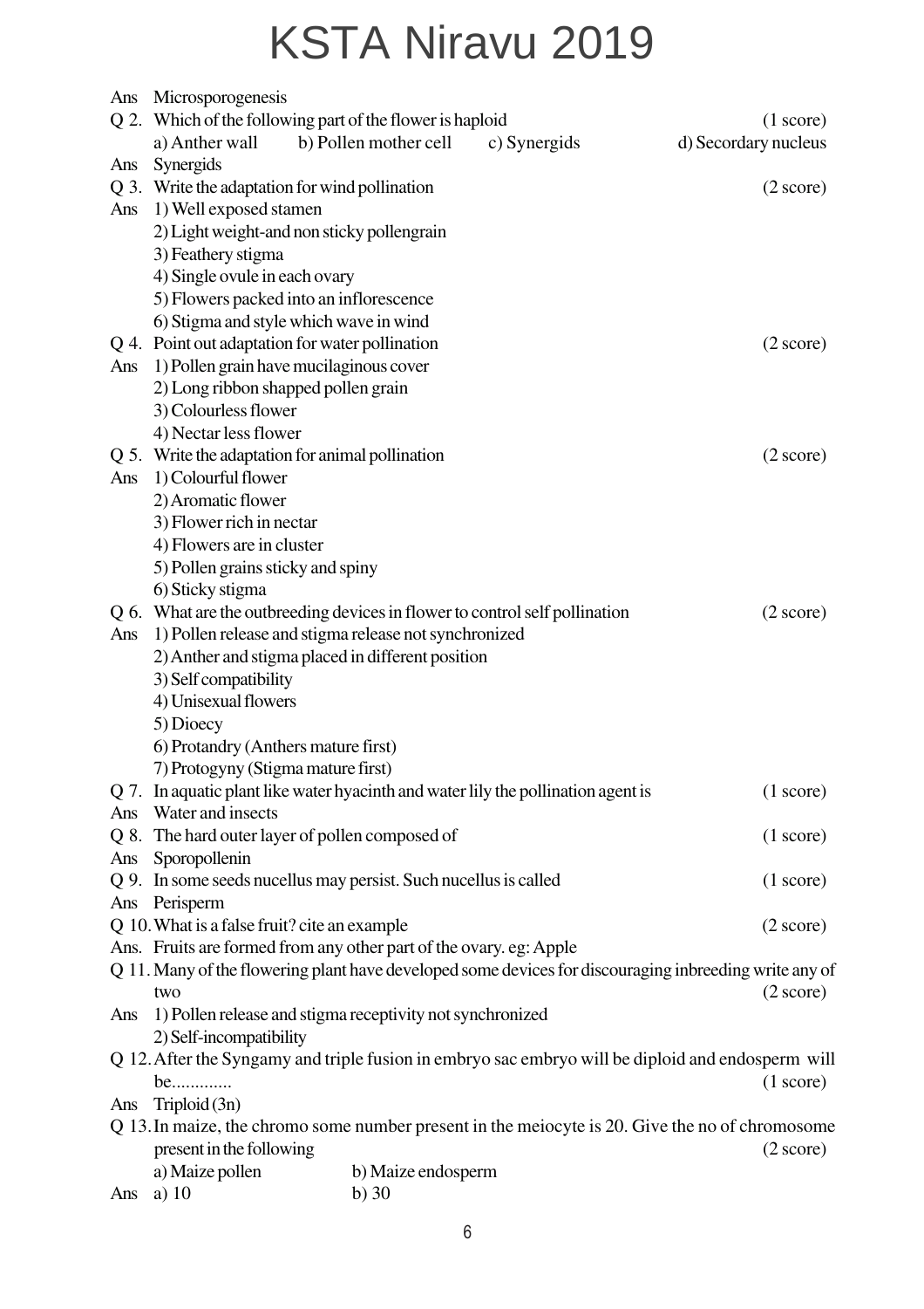Ans Microsporogenesis

Q 2. Which of the following part of the flower is haploid (1 score)

a) Anther wall b) Pollen mother cell c) Synergids d) Secordary nucleus

Ans Synergids

Q 3. Write the adaptation for wind pollination (2 score)

Ans 1) Well exposed stamen

2) Light weight-and non sticky pollengrain

3) Feathery stigma

4) Single ovule in each ovary

5) Flowers packed into an inflorescence

6) Stigma and style which wave in wind

Q 4. Point out adaptation for water pollination (2 score)

Ans 1) Pollen grain have mucilaginous cover

2) Long ribbon shapped pollen grain

3) Colourless flower

4) Nectar less flower

Q 5. Write the adaptation for animal pollination (2 score)

Ans 1) Colourful flower

2) Aromatic flower

3) Flower rich in nectar

4) Flowers are in cluster

5) Pollen grains sticky and spiny

6) Sticky stigma

Q 6. What are the outbreeding devices in flower to control self pollination (2 score)

Ans 1) Pollen release and stigma release not synchronized

2) Anther and stigma placed in different position

3) Self compatibility

4) Unisexual flowers

5) Dioecy

6) Protandry (Anthers mature first)

7) Protogyny (Stigma mature first)

Q 7. In aquatic plant like water hyacinth and water lily the pollination agent is (1 score)

Ans Water and insects

Q 8. The hard outer layer of pollen composed of (1 score)

Ans Sporopollenin

Q 9. In some seeds nucellus may persist. Such nucellus is called (1 score)

Ans Perisperm

Q 10. What is a false fruit? cite an example (2 score)

Ans. Fruits are formed from any other part of the ovary. eg: Apple

Q 11. Many of the flowering plant have developed some devices for discouraging inbreeding write any of two (2 score)

Ans 1) Pollen release and stigma receptivity not synchronized

2) Self-incompatibility

Q 12. After the Syngamy and triple fusion in embryo sac embryo will be diploid and endosperm will be............. (1 score)

Ans Triploid (3n)

Q 13. In maize, the chromo some number present in the meiocyte is 20. Give the no of chromosome present in the following (2 score)

a) Maize pollen b) Maize endosperm

Ans a) 10 b) 30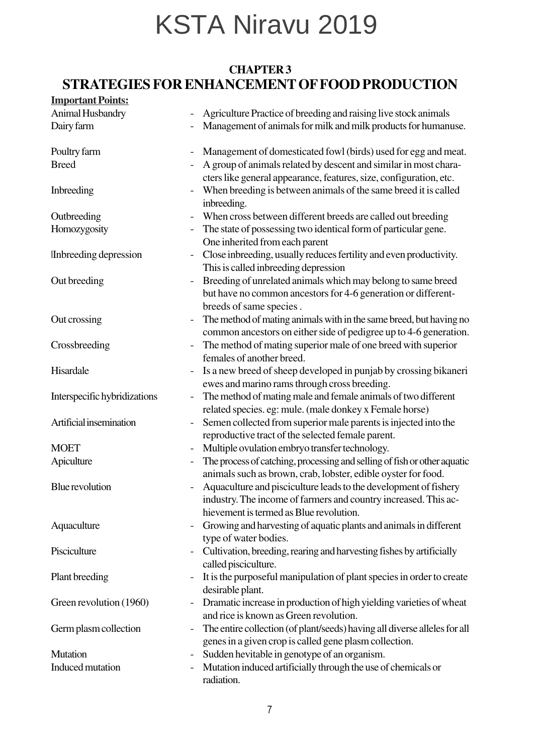# KSTA Niravu 2019

## CHAPTER 3

## STRATEGIES FOR ENHANCEMENT OF FOOD PRODUCTION

**Important Points:**

| Term | Description |
|---|---|
| Animal Husbandry | - Agriculture Practice of breeding and raising live stock animals |
| Dairy farm | - Management of animals for milk and milk products for humanuse. |
| Poultry farm | - Management of domesticated fowl (birds) used for egg and meat. |
| Breed | - A group of animals related by descent and similar in most characters like general appearance, features, size, configuration, etc. |
| Inbreeding | - When breeding is between animals of the same breed it is called inbreeding. |
| Outbreeding | - When cross between different breeds are called out breeding |
| Homozygosity | - The state of possessing two identical form of particular gene. One inherited from each parent |
| \|Inbreeding depression | - Close inbreeding, usually reduces fertility and even productivity. This is called inbreeding depression |
| Out breeding | - Breeding of unrelated animals which may belong to same breed but have no common ancestors for 4-6 generation or different-breeds of same species . |
| Out crossing | - The method of mating animals with in the same breed, but having no common ancestors on either side of pedigree up to 4-6 generation. |
| Crossbreeding | - The method of mating superior male of one breed with superior females of another breed. |
| Hisardale | - Is a new breed of sheep developed in punjab by crossing bikaneri ewes and marino rams through cross breeding. |
| Interspecific hybridizations | - The method of mating male and female animals of two different related species. eg: mule. (male donkey x Female horse) |
| Artificial insemination | - Semen collected from superior male parents is injected into the reproductive tract of the selected female parent. |
| MOET | - Multiple ovulation embryo transfer technology. |
| Apiculture | - The process of catching, processing and selling of fish or other aquatic animals such as brown, crab, lobster, edible oyster for food. |
| Blue revolution | - Aquaculture and pisciculture leads to the development of fishery industry. The income of farmers and country increased. This achievement is termed as Blue revolution. |
| Aquaculture | - Growing and harvesting of aquatic plants and animals in different type of water bodies. |
| Pisciculture | - Cultivation, breeding, rearing and harvesting fishes by artificially called pisciculture. |
| Plant breeding | - It is the purposeful manipulation of plant species in order to create desirable plant. |
| Green revolution (1960) | - Dramatic increase in production of high yielding varieties of wheat and rice is known as Green revolution. |
| Germ plasm collection | - The entire collection (of plant/seeds) having all diverse alleles for all genes in a given crop is called gene plasm collection. |
| Mutation | - Sudden hevitable in genotype of an organism. |
| Induced mutation | - Mutation induced artificially through the use of chemicals or radiation. |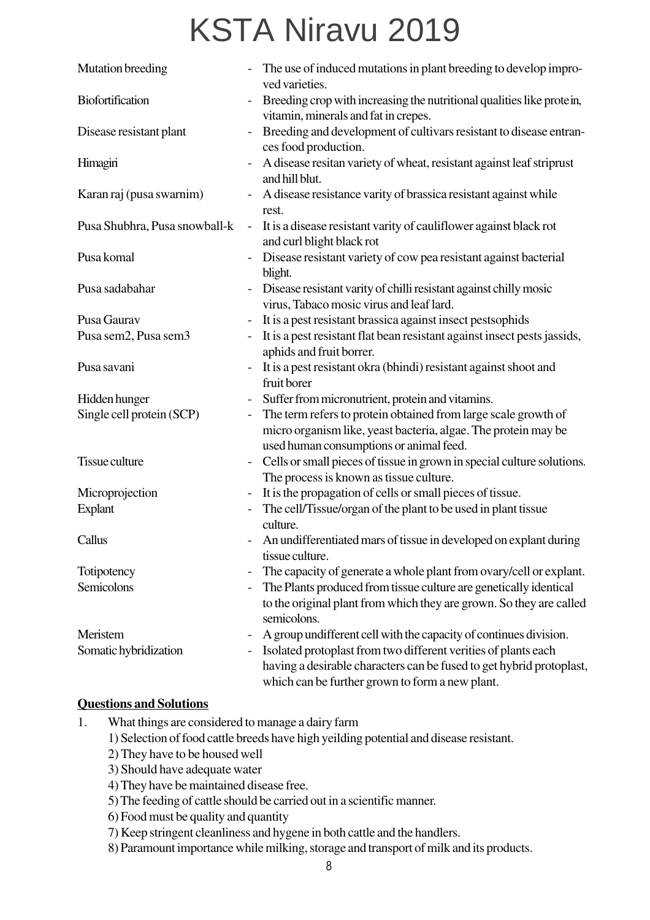| | | |
|---|---|---|
| Mutation breeding | - | The use of induced mutations in plant breeding to develop improved varieties. |
| Biofortification | - | Breeding crop with increasing the nutritional qualities like protein, vitamin, minerals and fat in crepes. |
| Disease resistant plant | - | Breeding and development of cultivars resistant to disease entrances food production. |
| Himagiri | - | A disease resitan variety of wheat, resistant against leaf striprust and hill blut. |
| Karan raj (pusa swarnim) | - | A disease resistance varity of brassica resistant against while rest. |
| Pusa Shubhra, Pusa snowball-k | - | It is a disease resistant varity of cauliflower against black rot and curl blight black rot |
| Pusa komal | - | Disease resistant variety of cow pea resistant against bacterial blight. |
| Pusa sadabahar | - | Disease resistant varity of chilli resistant against chilly mosic virus, Tabaco mosic virus and leaf lard. |
| Pusa Gaurav | - | It is a pest resistant brassica against insect pestsophids |
| Pusa sem2, Pusa sem3 | - | It is a pest resistant flat bean resistant against insect pests jassids, aphids and fruit borrer. |
| Pusa savani | - | It is a pest resistant okra (bhindi) resistant against shoot and fruit borer |
| Hidden hunger | - | Suffer from micronutrient, protein and vitamins. |
| Single cell protein (SCP) | - | The term refers to protein obtained from large scale growth of micro organism like, yeast bacteria, algae. The protein may be used human consumptions or animal feed. |
| Tissue culture | - | Cells or small pieces of tissue in grown in special culture solutions. The process is known as tissue culture. |
| Microprojection | - | It is the propagation of cells or small pieces of tissue. |
| Explant | - | The cell/Tissue/organ of the plant to be used in plant tissue culture. |
| Callus | - | An undifferentiated mars of tissue in developed on explant during tissue culture. |
| Totipotency | - | The capacity of generate a whole plant from ovary/cell or explant. |
| Semicolons | - | The Plants produced from tissue culture are genetically identical to the original plant from which they are grown. So they are called semicolons. |
| Meristem | - | A group undifferent cell with the capacity of continues division. |
| Somatic hybridization | - | Isolated protoplast from two different verities of plants each having a desirable characters can be fused to get hybrid protoplast, which can be further grown to form a new plant. |

**Questions and Solutions**

1. What things are considered to manage a dairy farm

   1) Selection of food cattle breeds have high yeilding potential and disease resistant.
   2) They have to be housed well
   3) Should have adequate water
   4) They have be maintained disease free.
   5) The feeding of cattle should be carried out in a scientific manner.
   6) Food must be quality and quantity
   7) Keep stringent cleanliness and hygene in both cattle and the handlers.
   8) Paramount importance while milking, storage and transport of milk and its products.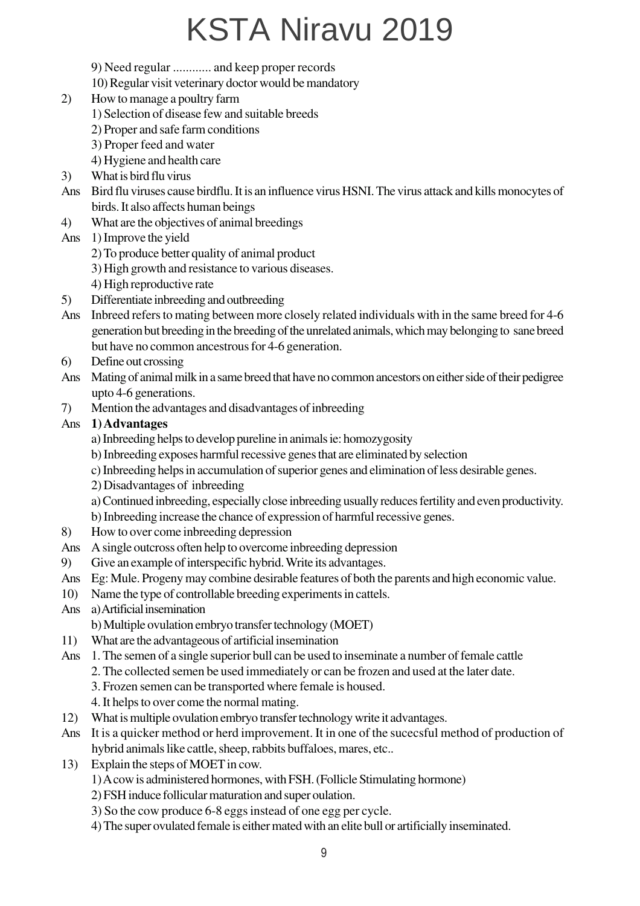9) Need regular ............ and keep proper records

10) Regular visit veterinary doctor would be mandatory

2) How to manage a poultry farm

1) Selection of disease few and suitable breeds

2) Proper and safe farm conditions

3) Proper feed and water

4) Hygiene and health care

3) What is bird flu virus

Ans Bird flu viruses cause birdflu. It is an influence virus HSNI. The virus attack and kills monocytes of birds. It also affects human beings

4) What are the objectives of animal breedings

Ans 1) Improve the yield

2) To produce better quality of animal product

3) High growth and resistance to various diseases.

4) High reproductive rate

5) Differentiate inbreeding and outbreeding

Ans Inbreed refers to mating between more closely related individuals with in the same breed for 4-6 generation but breeding in the breeding of the unrelated animals, which may belonging to sane breed but have no common ancestrous for 4-6 generation.

6) Define out crossing

Ans Mating of animal milk in a same breed that have no common ancestors on either side of their pedigree upto 4-6 generations.

7) Mention the advantages and disadvantages of inbreeding

Ans **1) Advantages**

a) Inbreeding helps to develop pureline in animals ie: homozygosity

b) Inbreeding exposes harmful recessive genes that are eliminated by selection

c) Inbreeding helps in accumulation of superior genes and elimination of less desirable genes.

2) Disadvantages of inbreeding

a) Continued inbreeding, especially close inbreeding usually reduces fertility and even productivity.

b) Inbreeding increase the chance of expression of harmful recessive genes.

8) How to over come inbreeding depression

Ans A single outcross often help to overcome inbreeding depression

9) Give an example of interspecific hybrid. Write its advantages.

Ans Eg: Mule. Progeny may combine desirable features of both the parents and high economic value.

10) Name the type of controllable breeding experiments in cattels.

Ans a) Artificial insemination

b) Multiple ovulation embryo transfer technology (MOET)

11) What are the advantageous of artificial insemination

Ans 1. The semen of a single superior bull can be used to inseminate a number of female cattle

2. The collected semen be used immediately or can be frozen and used at the later date.

3. Frozen semen can be transported where female is housed.

4. It helps to over come the normal mating.

12) What is multiple ovulation embryo transfer technology write it advantages.

Ans It is a quicker method or herd improvement. It in one of the sucecsful method of production of hybrid animals like cattle, sheep, rabbits buffaloes, mares, etc..

13) Explain the steps of MOET in cow.

1) A cow is administered hormones, with FSH. (Follicle Stimulating hormone)

2) FSH induce follicular maturation and super oulation.

3) So the cow produce 6-8 eggs instead of one egg per cycle.

4) The super ovulated female is either mated with an elite bull or artificially inseminated.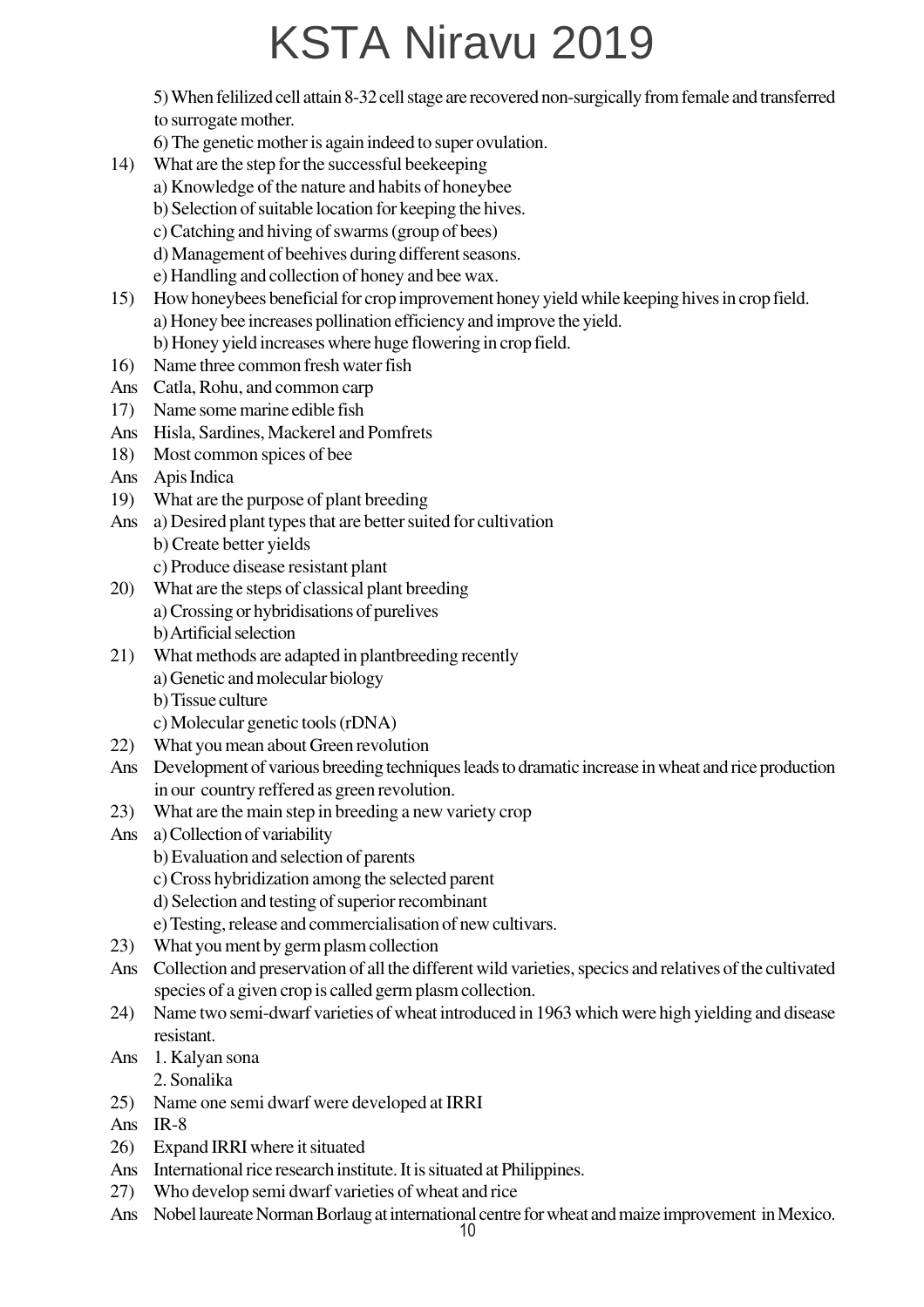5) When felilized cell attain 8-32 cell stage are recovered non-surgically from female and transferred to surrogate mother.

6) The genetic mother is again indeed to super ovulation.

14) What are the step for the successful beekeeping

a) Knowledge of the nature and habits of honeybee

b) Selection of suitable location for keeping the hives.

c) Catching and hiving of swarms (group of bees)

d) Management of beehives during different seasons.

e) Handling and collection of honey and bee wax.

15) How honeybees beneficial for crop improvement honey yield while keeping hives in crop field.

a) Honey bee increases pollination efficiency and improve the yield.

b) Honey yield increases where huge flowering in crop field.

16) Name three common fresh water fish

Ans Catla, Rohu, and common carp

17) Name some marine edible fish

Ans Hisla, Sardines, Mackerel and Pomfrets

18) Most common spices of bee

Ans Apis Indica

19) What are the purpose of plant breeding

Ans a) Desired plant types that are better suited for cultivation

b) Create better yields

c) Produce disease resistant plant

20) What are the steps of classical plant breeding

a) Crossing or hybridisations of purelives

b) Artificial selection

21) What methods are adapted in plantbreeding recently

a) Genetic and molecular biology

b) Tissue culture

c) Molecular genetic tools (rDNA)

22) What you mean about Green revolution

Ans Development of various breeding techniques leads to dramatic increase in wheat and rice production in our country reffered as green revolution.

23) What are the main step in breeding a new variety crop

Ans a) Collection of variability

b) Evaluation and selection of parents

c) Cross hybridization among the selected parent

d) Selection and testing of superior recombinant

e) Testing, release and commercialisation of new cultivars.

23) What you ment by germ plasm collection

Ans Collection and preservation of all the different wild varieties, specics and relatives of the cultivated species of a given crop is called germ plasm collection.

24) Name two semi-dwarf varieties of wheat introduced in 1963 which were high yielding and disease resistant.

Ans 1. Kalyan sona

2. Sonalika

25) Name one semi dwarf were developed at IRRI

Ans IR-8

26) Expand IRRI where it situated

Ans International rice research institute. It is situated at Philippines.

27) Who develop semi dwarf varieties of wheat and rice

Ans Nobel laureate Norman Borlaug at international centre for wheat and maize improvement in Mexico.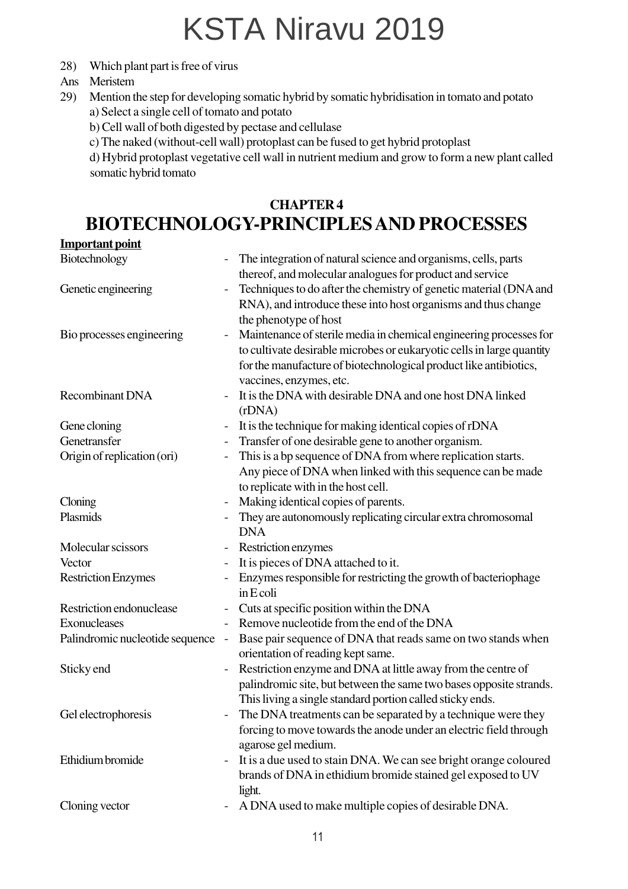# KSTA Niravu 2019

28) Which plant part is free of virus

Ans Meristem

29) Mention the step for developing somatic hybrid by somatic hybridisation in tomato and potato

a) Select a single cell of tomato and potato

b) Cell wall of both digested by pectase and cellulase

c) The naked (without-cell wall) protoplast can be fused to get hybrid protoplast

d) Hybrid protoplast vegetative cell wall in nutrient medium and grow to form a new plant called somatic hybrid tomato

## CHAPTER 4
# BIOTECHNOLOGY-PRINCIPLES AND PROCESSES

**Important point**

| | | |
|---|---|---|
| Biotechnology | - | The integration of natural science and organisms, cells, parts thereof, and molecular analogues for product and service |
| Genetic engineering | - | Techniques to do after the chemistry of genetic material (DNA and RNA), and introduce these into host organisms and thus change the phenotype of host |
| Bio processes engineering | - | Maintenance of sterile media in chemical engineering processes for to cultivate desirable microbes or eukaryotic cells in large quantity for the manufacture of biotechnological product like antibiotics, vaccines, enzymes, etc. |
| Recombinant DNA | - | It is the DNA with desirable DNA and one host DNA linked (rDNA) |
| Gene cloning | - | It is the technique for making identical copies of rDNA |
| Genetransfer | - | Transfer of one desirable gene to another organism. |
| Origin of replication (ori) | - | This is a bp sequence of DNA from where replication starts. Any piece of DNA when linked with this sequence can be made to replicate with in the host cell. |
| Cloning | - | Making identical copies of parents. |
| Plasmids | - | They are autonomously replicating circular extra chromosomal DNA |
| Molecular scissors | - | Restriction enzymes |
| Vector | - | It is pieces of DNA attached to it. |
| Restriction Enzymes | - | Enzymes responsible for restricting the growth of bacteriophage in E coli |
| Restriction endonuclease | - | Cuts at specific position within the DNA |
| Exonucleases | - | Remove nucleotide from the end of the DNA |
| Palindromic nucleotide sequence | - | Base pair sequence of DNA that reads same on two stands when orientation of reading kept same. |
| Sticky end | - | Restriction enzyme and DNA at little away from the centre of palindromic site, but between the same two bases opposite strands. This living a single standard portion called sticky ends. |
| Gel electrophoresis | - | The DNA treatments can be separated by a technique were they forcing to move towards the anode under an electric field through agarose gel medium. |
| Ethidium bromide | - | It is a due used to stain DNA. We can see bright orange coloured brands of DNA in ethidium bromide stained gel exposed to UV light. |
| Cloning vector | - | A DNA used to make multiple copies of desirable DNA. |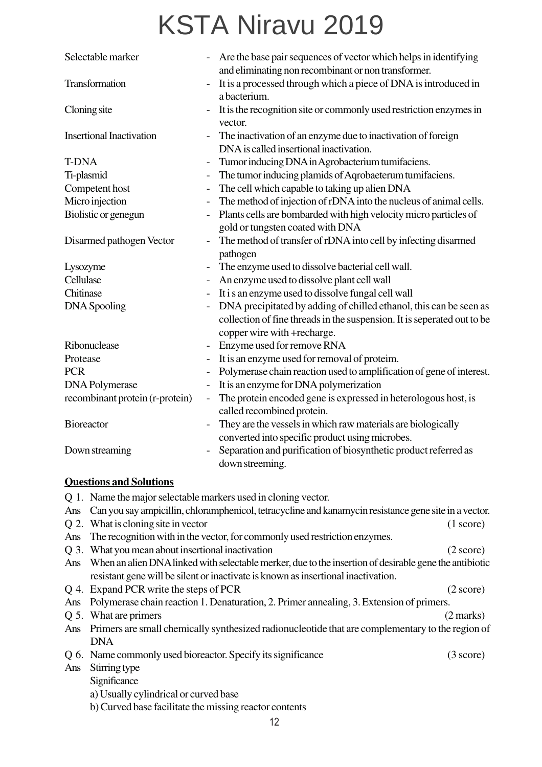| | | |
|---|---|---|
| Selectable marker | - | Are the base pair sequences of vector which helps in identifying and eliminating non recombinant or non transformer. |
| Transformation | - | It is a processed through which a piece of DNA is introduced in a bacterium. |
| Cloning site | - | It is the recognition site or commonly used restriction enzymes in vector. |
| Insertional Inactivation | - | The inactivation of an enzyme due to inactivation of foreign DNA is called insertional inactivation. |
| T-DNA | - | Tumor inducing DNA in Agrobacterium tumifaciens. |
| Ti-plasmid | - | The tumor inducing plamids of Aqrobaeterum tumifaciens. |
| Competent host | - | The cell which capable to taking up alien DNA |
| Micro injection | - | The method of injection of rDNA into the nucleus of animal cells. |
| Biolistic or genegun | - | Plants cells are bombarded with high velocity micro particles of gold or tungsten coated with DNA |
| Disarmed pathogen Vector | - | The method of transfer of rDNA into cell by infecting disarmed pathogen |
| Lysozyme | - | The enzyme used to dissolve bacterial cell wall. |
| Cellulase | - | An enzyme used to dissolve plant cell wall |
| Chitinase | - | It i s an enzyme used to dissolve fungal cell wall |
| DNA Spooling | - | DNA precipitated by adding of chilled ethanol, this can be seen as collection of fine threads in the suspension. It is seperated out to be copper wire with +recharge. |
| Ribonuclease | - | Enzyme used for remove RNA |
| Protease | - | It is an enzyme used for removal of proteim. |
| PCR | - | Polymerase chain reaction used to amplification of gene of interest. |
| DNA Polymerase | - | It is an enzyme for DNA polymerization |
| recombinant protein (r-protein) | - | The protein encoded gene is expressed in heterologous host, is called recombined protein. |
| Bioreactor | - | They are the vessels in which raw materials are biologically converted into specific product using microbes. |
| Down streaming | - | Separation and purification of biosynthetic product referred as down streeming. |

**Questions and Solutions**

Q 1. Name the major selectable markers used in cloning vector.

Ans Can you say ampicillin, chloramphenicol, tetracycline and kanamycin resistance gene site in a vector.

Q 2. What is cloning site in vector (1 score)

Ans The recognition with in the vector, for commonly used restriction enzymes.

Q 3. What you mean about insertional inactivation (2 score)

Ans When an alien DNA linked with selectable merker, due to the insertion of desirable gene the antibiotic resistant gene will be silent or inactivate is known as insertional inactivation.

Q 4. Expand PCR write the steps of PCR (2 score)

Ans Polymerase chain reaction 1. Denaturation, 2. Primer annealing, 3. Extension of primers.

Q 5. What are primers (2 marks)

Ans Primers are small chemically synthesized radionucleotide that are complementary to the region of DNA

Q 6. Name commonly used bioreactor. Specify its significance (3 score)

Ans Stirring type

Significance

a) Usually cylindrical or curved base

b) Curved base facilitate the missing reactor contents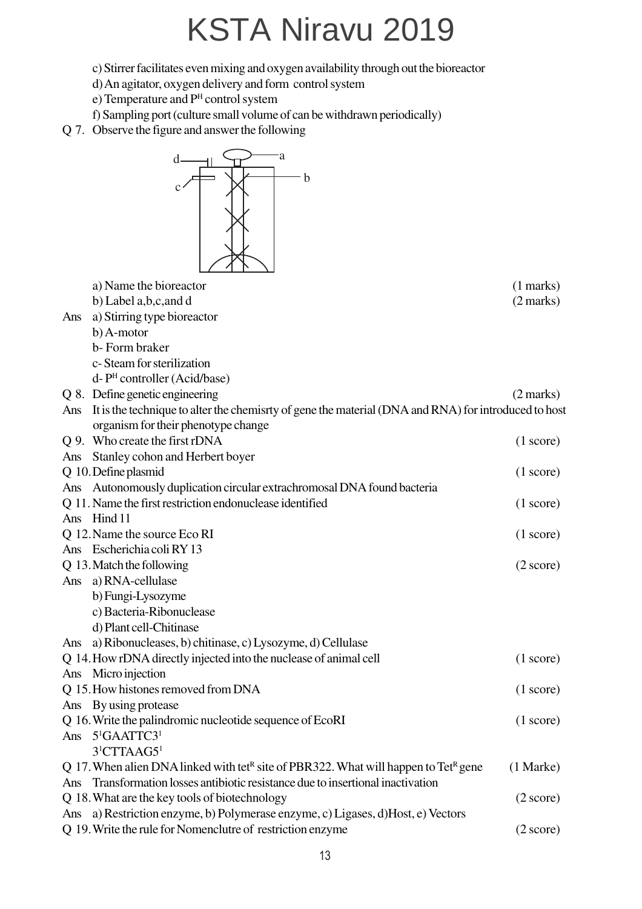c) Stirrer facilitates even mixing and oxygen availability through out the bioreactor

d) An agitator, oxygen delivery and form control system

e) Temperature and $P^H$ control system

f) Sampling port (culture small volume of can be withdrawn periodically)

Q 7. Observe the figure and answer the following

a) Name the bioreactor (1 marks)

b) Label a,b,c,and d (2 marks)

Ans a) Stirring type bioreactor

b) A-motor

b- Form braker

c- Steam for sterilization

d- $P^H$ controller (Acid/base)

Q 8. Define genetic engineering (2 marks)

Ans It is the technique to alter the chemisrty of gene the material (DNA and RNA) for introduced to host organism for their phenotype change

Q 9. Who create the first rDNA (1 score)

Ans Stanley cohon and Herbert boyer

Q 10. Define plasmid (1 score)

Ans Autonomously duplication circular extrachromosal DNA found bacteria

Q 11. Name the first restriction endonuclease identified (1 score)

Ans Hind 11

Q 12. Name the source Eco RI (1 score)

Ans Escherichia coli RY 13

Q 13. Match the following (2 score)

Ans a) RNA-cellulase

b) Fungi-Lysozyme

c) Bacteria-Ribonuclease

d) Plant cell-Chitinase

Ans a) Ribonucleases, b) chitinase, c) Lysozyme, d) Cellulase

Q 14. How rDNA directly injected into the nuclease of animal cell (1 score)

Ans Micro injection

Q 15. How histones removed from DNA (1 score)

Ans By using protease

Q 16. Write the palindromic nucleotide sequence of EcoRI (1 score)

Ans $5^{1}$GAATTC$3^{1}$

$3^{1}$CTTAAG$5^{1}$

Q 17. When alien DNA linked with $tet^R$ site of PBR322. What will happen to $Tet^R$ gene (1 Marke)

Ans Transformation losses antibiotic resistance due to insertional inactivation

Q 18. What are the key tools of biotechnology (2 score)

Ans a) Restriction enzyme, b) Polymerase enzyme, c) Ligases, d)Host, e) Vectors

Q 19. Write the rule for Nomenclutre of restriction enzyme (2 score)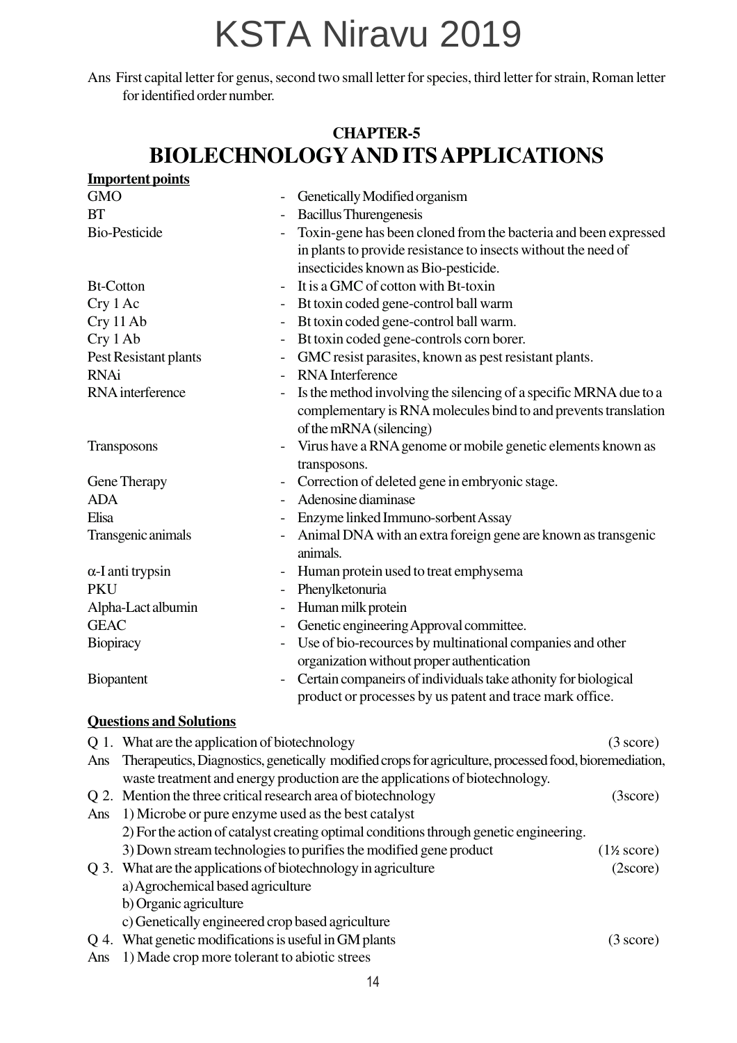Ans First capital letter for genus, second two small letter for species, third letter for strain, Roman letter for identified order number.

## CHAPTER-5

# BIOLECHNOLOGY AND ITS APPLICATIONS

**Importent points**

| | | |
|---|---|---|
| GMO | - | Genetically Modified organism |
| BT | - | Bacillus Thurengenesis |
| Bio-Pesticide | - | Toxin-gene has been cloned from the bacteria and been expressed in plants to provide resistance to insects without the need of insecticides known as Bio-pesticide. |
| Bt-Cotton | - | It is a GMC of cotton with Bt-toxin |
| Cry 1 Ac | - | Bt toxin coded gene-control ball warm |
| Cry 11 Ab | - | Bt toxin coded gene-control ball warm. |
| Cry 1 Ab | - | Bt toxin coded gene-controls corn borer. |
| Pest Resistant plants | - | GMC resist parasites, known as pest resistant plants. |
| RNAi | - | RNA Interference |
| RNA interference | - | Is the method involving the silencing of a specific MRNA due to a complementary is RNA molecules bind to and prevents translation of the mRNA (silencing) |
| Transposons | - | Virus have a RNA genome or mobile genetic elements known as transposons. |
| Gene Therapy | - | Correction of deleted gene in embryonic stage. |
| ADA | - | Adenosine diaminase |
| Elisa | - | Enzyme linked Immuno-sorbent Assay |
| Transgenic animals | - | Animal DNA with an extra foreign gene are known as transgenic animals. |
| $\alpha$-I anti trypsin | - | Human protein used to treat emphysema |
| PKU | - | Phenylketonuria |
| Alpha-Lact albumin | - | Human milk protein |
| GEAC | - | Genetic engineering Approval committee. |
| Biopiracy | - | Use of bio-recources by multinational companies and other organization without proper authentication |
| Biopantent | - | Certain companeirs of individuals take athonity for biological product or processes by us patent and trace mark office. |

**Questions and Solutions**

Q 1. What are the application of biotechnology (3 score)

Ans Therapeutics, Diagnostics, genetically modified crops for agriculture, processed food, bioremediation, waste treatment and energy production are the applications of biotechnology.

Q 2. Mention the three critical research area of biotechnology (3score)

Ans 1) Microbe or pure enzyme used as the best catalyst

2) For the action of catalyst creating optimal conditions through genetic engineering.

3) Down stream technologies to purifies the modified gene product (1½ score)

Q 3. What are the applications of biotechnology in agriculture (2score)

a) Agrochemical based agriculture

b) Organic agriculture

c) Genetically engineered crop based agriculture

Q 4. What genetic modifications is useful in GM plants (3 score)

Ans 1) Made crop more tolerant to abiotic strees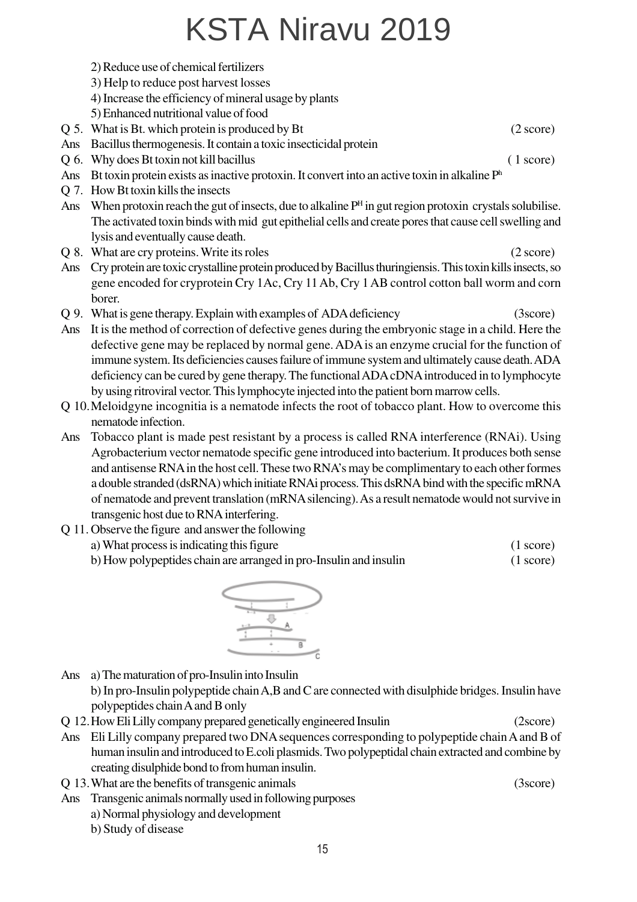2) Reduce use of chemical fertilizers

3) Help to reduce post harvest losses

4) Increase the efficiency of mineral usage by plants

5) Enhanced nutritional value of food

Q 5. What is Bt. which protein is produced by Bt (2 score)

Ans Bacillus thermogenesis. It contain a toxic insecticidal protein

Q 6. Why does Bt toxin not kill bacillus ( 1 score)

Ans Bt toxin protein exists as inactive protoxin. It convert into an active toxin in alkaline $P^h$

Q 7. How Bt toxin kills the insects

Ans When protoxin reach the gut of insects, due to alkaline $P^H$ in gut region protoxin crystals solubilise. The activated toxin binds with mid gut epithelial cells and create pores that cause cell swelling and lysis and eventually cause death.

Q 8. What are cry proteins. Write its roles (2 score)

Ans Cry protein are toxic crystalline protein produced by Bacillus thuringiensis. This toxin kills insects, so gene encoded for cryprotein Cry 1Ac, Cry 11 Ab, Cry 1 AB control cotton ball worm and corn borer.

Q 9. What is gene therapy. Explain with examples of ADA deficiency (3score)

Ans It is the method of correction of defective genes during the embryonic stage in a child. Here the defective gene may be replaced by normal gene. ADA is an enzyme crucial for the function of immune system. Its deficiencies causes failure of immune system and ultimately cause death. ADA deficiency can be cured by gene therapy. The functional ADA cDNA introduced in to lymphocyte by using ritroviral vector. This lymphocyte injected into the patient born marrow cells.

Q 10. Meloidgyne incognitia is a nematode infects the root of tobacco plant. How to overcome this nematode infection.

Ans Tobacco plant is made pest resistant by a process is called RNA interference (RNAi). Using Agrobacterium vector nematode specific gene introduced into bacterium. It produces both sense and antisense RNA in the host cell. These two RNA's may be complimentary to each other formes a double stranded (dsRNA) which initiate RNAi process. This dsRNA bind with the specific mRNA of nematode and prevent translation (mRNA silencing). As a result nematode would not survive in transgenic host due to RNA interfering.

Q 11. Observe the figure and answer the following

a) What process is indicating this figure (1 score)

b) How polypeptides chain are arranged in pro-Insulin and insulin (1 score)

Ans a) The maturation of pro-Insulin into Insulin

b) In pro-Insulin polypeptide chain A,B and C are connected with disulphide bridges. Insulin have polypeptides chain A and B only

Q 12. How Eli Lilly company prepared genetically engineered Insulin (2score)

Ans Eli Lilly company prepared two DNA sequences corresponding to polypeptide chain A and B of human insulin and introduced to E.coli plasmids. Two polypeptidal chain extracted and combine by creating disulphide bond to from human insulin.

Q 13. What are the benefits of transgenic animals (3score)

Ans Transgenic animals normally used in following purposes

a) Normal physiology and development

b) Study of disease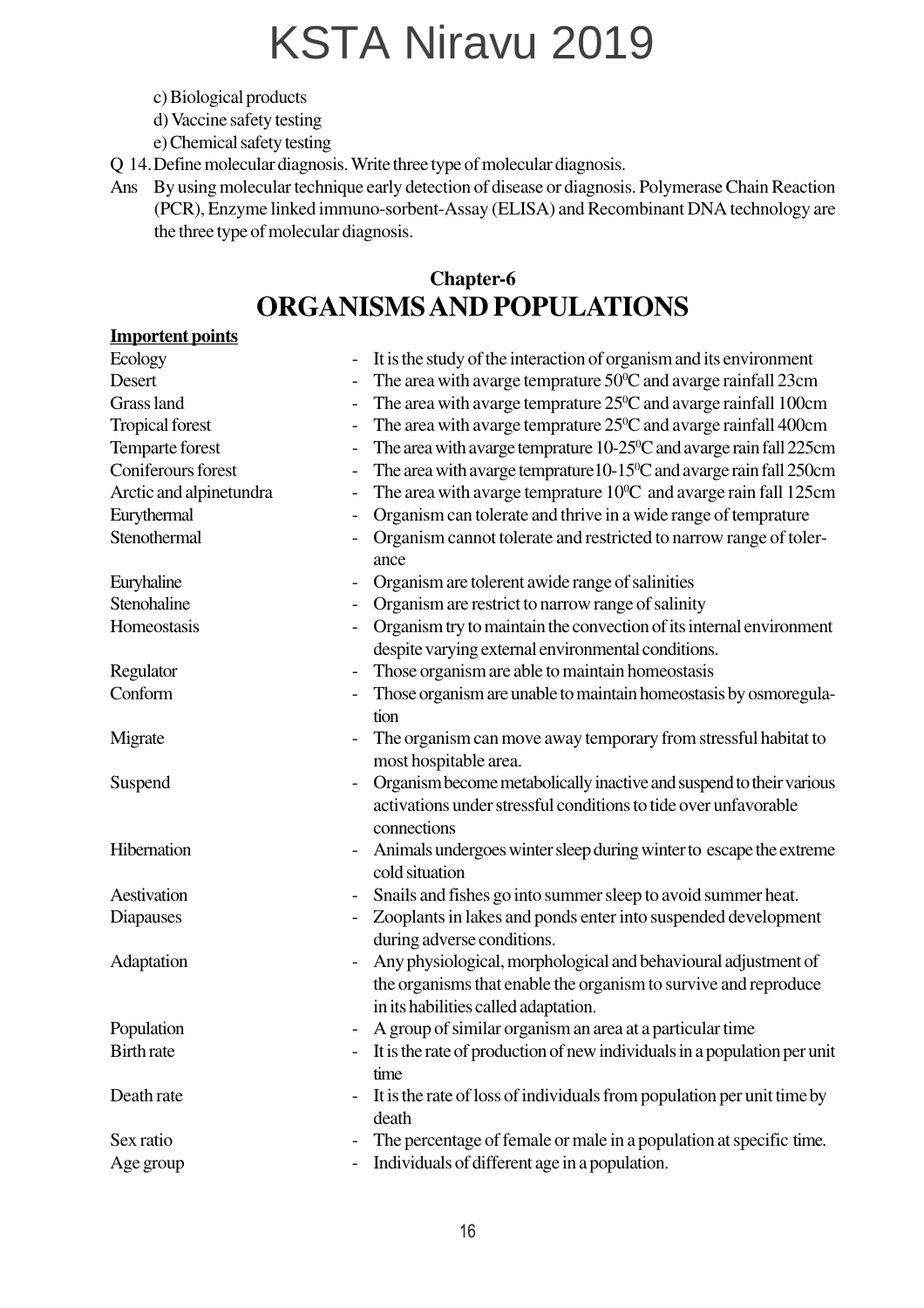c) Biological products

d) Vaccine safety testing

e) Chemical safety testing

Q 14. Define molecular diagnosis. Write three type of molecular diagnosis.

Ans By using molecular technique early detection of disease or diagnosis. Polymerase Chain Reaction (PCR), Enzyme linked immuno-sorbent-Assay (ELISA) and Recombinant DNA technology are the three type of molecular diagnosis.

## Chapter-6

# ORGANISMS AND POPULATIONS

**Importent points**

| | |
|---|---|
| Ecology | - It is the study of the interaction of organism and its environment |
| Desert | - The area with avarge temprature $50^0$C and avarge rainfall 23cm |
| Grass land | - The area with avarge temprature $25^0$C and avarge rainfall 100cm |
| Tropical forest | - The area with avarge temprature $25^0$C and avarge rainfall 400cm |
| Temparte forest | - The area with avarge temprature 10-$25^0$C and avarge rain fall 225cm |
| Coniferours forest | - The area with avarge temprature10-$15^0$C and avarge rain fall 250cm |
| Arctic and alpinetundra | - The area with avarge temprature $10^0$C and avarge rain fall 125cm |
| Eurythermal | - Organism can tolerate and thrive in a wide range of temprature |
| Stenothermal | - Organism cannot tolerate and restricted to narrow range of tolerance |
| Euryhaline | - Organism are tolerent awide range of salinities |
| Stenohaline | - Organism are restrict to narrow range of salinity |
| Homeostasis | - Organism try to maintain the convection of its internal environment despite varying external environmental conditions. |
| Regulator | - Those organism are able to maintain homeostasis |
| Conform | - Those organism are unable to maintain homeostasis by osmoregulation |
| Migrate | - The organism can move away temporary from stressful habitat to most hospitable area. |
| Suspend | - Organism become metabolically inactive and suspend to their various activations under stressful conditions to tide over unfavorable connections |
| Hibernation | - Animals undergoes winter sleep during winter to escape the extreme cold situation |
| Aestivation | - Snails and fishes go into summer sleep to avoid summer heat. |
| Diapauses | - Zooplants in lakes and ponds enter into suspended development during adverse conditions. |
| Adaptation | - Any physiological, morphological and behavioural adjustment of the organisms that enable the organism to survive and reproduce in its habilities called adaptation. |
| Population | - A group of similar organism an area at a particular time |
| Birth rate | - It is the rate of production of new individuals in a population per unit time |
| Death rate | - It is the rate of loss of individuals from population per unit time by death |
| Sex ratio | - The percentage of female or male in a population at specific time. |
| Age group | - Individuals of different age in a population. |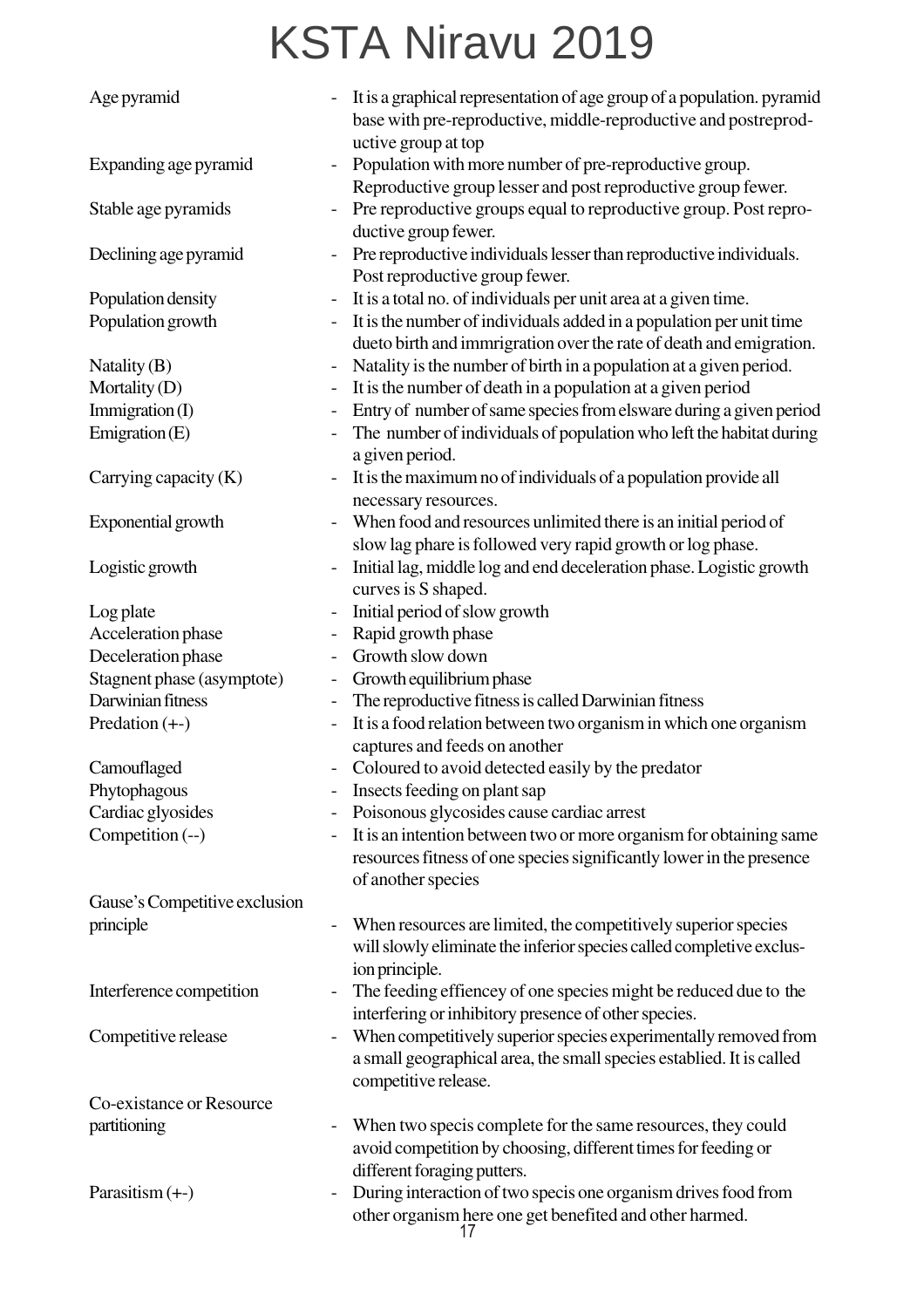# KSTA Niravu 2019

| | |
|---|---|
| Age pyramid | - It is a graphical representation of age group of a population. pyramid base with pre-reproductive, middle-reproductive and postreproductive group at top |
| Expanding age pyramid | - Population with more number of pre-reproductive group. Reproductive group lesser and post reproductive group fewer. |
| Stable age pyramids | - Pre reproductive groups equal to reproductive group. Post reproductive group fewer. |
| Declining age pyramid | - Pre reproductive individuals lesser than reproductive individuals. Post reproductive group fewer. |
| Population density | - It is a total no. of individuals per unit area at a given time. |
| Population growth | - It is the number of individuals added in a population per unit time dueto birth and immrigration over the rate of death and emigration. |
| Natality (B) | - Natality is the number of birth in a population at a given period. |
| Mortality (D) | - It is the number of death in a population at a given period |
| Immigration (I) | - Entry of number of same species from elsware during a given period |
| Emigration (E) | - The number of individuals of population who left the habitat during a given period. |
| Carrying capacity (K) | - It is the maximum no of individuals of a population provide all necessary resources. |
| Exponential growth | - When food and resources unlimited there is an initial period of slow lag phare is followed very rapid growth or log phase. |
| Logistic growth | - Initial lag, middle log and end deceleration phase. Logistic growth curves is S shaped. |
| Log plate | - Initial period of slow growth |
| Acceleration phase | - Rapid growth phase |
| Deceleration phase | - Growth slow down |
| Stagnent phase (asymptote) | - Growth equilibrium phase |
| Darwinian fitness | - The reproductive fitness is called Darwinian fitness |
| Predation (+-) | - It is a food relation between two organism in which one organism captures and feeds on another |
| Camouflaged | - Coloured to avoid detected easily by the predator |
| Phytophagous | - Insects feeding on plant sap |
| Cardiac glyosides | - Poisonous glycosides cause cardiac arrest |
| Competition (--) | - It is an intention between two or more organism for obtaining same resources fitness of one species significantly lower in the presence of another species |
| Gause's Competitive exclusion principle | - When resources are limited, the competitively superior species will slowly eliminate the inferior species called completive exclusion principle. |
| Interference competition | - The feeding effiencey of one species might be reduced due to the interfering or inhibitory presence of other species. |
| Competitive release | - When competitively superior species experimentally removed from a small geographical area, the small species establied. It is called competitive release. |
| Co-existance or Resource partitioning | - When two specis complete for the same resources, they could avoid competition by choosing, different times for feeding or different foraging putters. |
| Parasitism (+-) | - During interaction of two specis one organism drives food from other organism here one get benefited and other harmed. |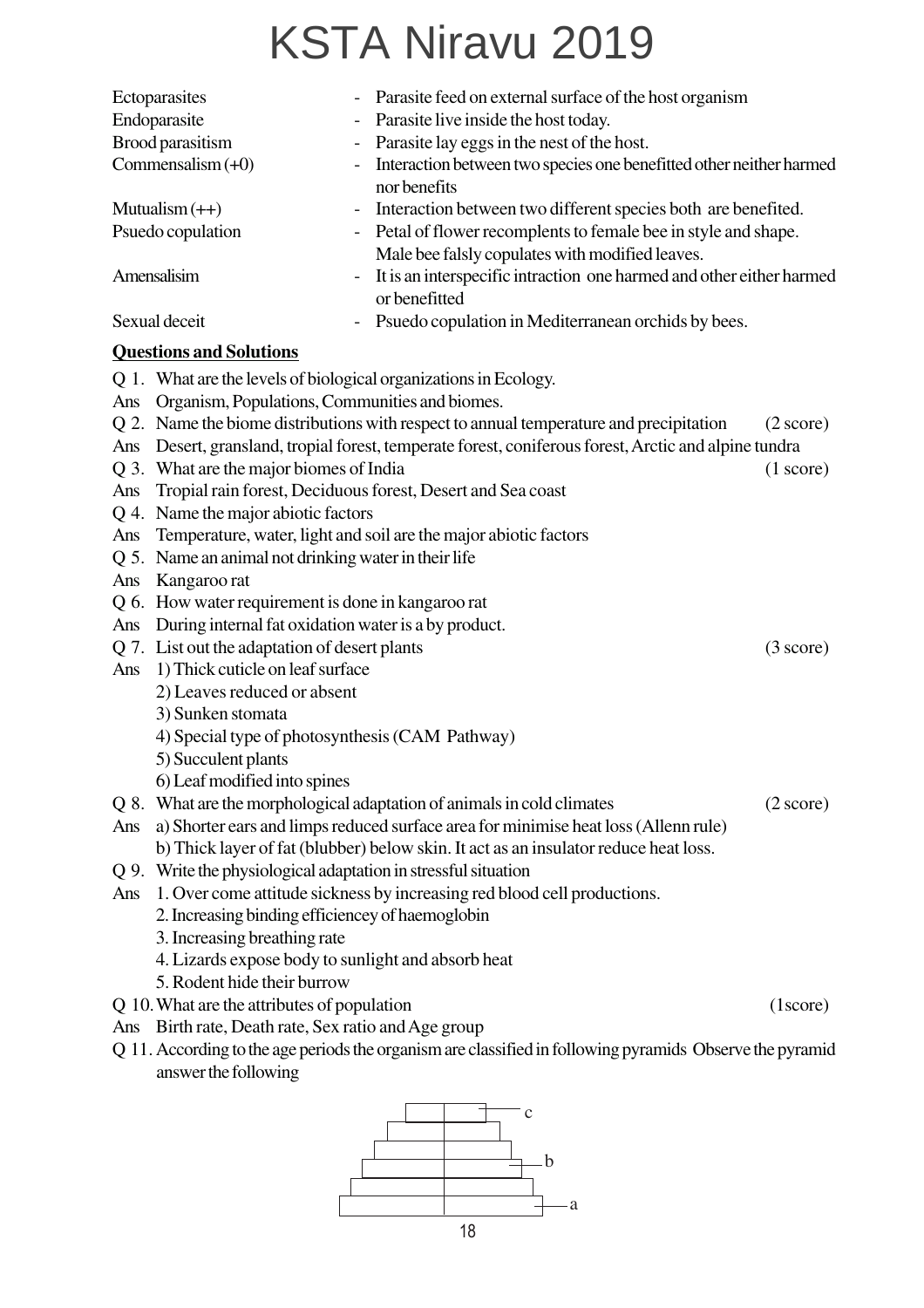# KSTA Niravu 2019

| | | |
|---|---|---|
| Ectoparasites | - | Parasite feed on external surface of the host organism |
| Endoparasite | - | Parasite live inside the host today. |
| Brood parasitism | - | Parasite lay eggs in the nest of the host. |
| Commensalism (+0) | - | Interaction between two species one benefitted other neither harmed nor benefits |
| Mutualism (++) | - | Interaction between two different species both are benefited. |
| Psuedo copulation | - | Petal of flower recomplents to female bee in style and shape. Male bee falsly copulates with modified leaves. |
| Amensalisim | - | It is an interspecific intraction one harmed and other either harmed or benefitted |
| Sexual deceit | - | Psuedo copulation in Mediterranean orchids by bees. |

**Questions and Solutions**

Q 1. What are the levels of biological organizations in Ecology.

Ans Organism, Populations, Communities and biomes.

Q 2. Name the biome distributions with respect to annual temperature and precipitation (2 score)

Ans Desert, gransland, tropial forest, temperate forest, coniferous forest, Arctic and alpine tundra

Q 3. What are the major biomes of India (1 score)

Ans Tropial rain forest, Deciduous forest, Desert and Sea coast

Q 4. Name the major abiotic factors

Ans Temperature, water, light and soil are the major abiotic factors

Q 5. Name an animal not drinking water in their life

Ans Kangaroo rat

Q 6. How water requirement is done in kangaroo rat

Ans During internal fat oxidation water is a by product.

Q 7. List out the adaptation of desert plants (3 score)

Ans 1) Thick cuticle on leaf surface
2) Leaves reduced or absent
3) Sunken stomata
4) Special type of photosynthesis (CAM Pathway)
5) Succulent plants
6) Leaf modified into spines

Q 8. What are the morphological adaptation of animals in cold climates (2 score)

Ans a) Shorter ears and limps reduced surface area for minimise heat loss (Allenn rule)
b) Thick layer of fat (blubber) below skin. It act as an insulator reduce heat loss.

Q 9. Write the physiological adaptation in stressful situation

Ans 1. Over come attitude sickness by increasing red blood cell productions.
2. Increasing binding efficiencey of haemoglobin
3. Increasing breathing rate
4. Lizards expose body to sunlight and absorb heat
5. Rodent hide their burrow

Q 10. What are the attributes of population (1score)

Ans Birth rate, Death rate, Sex ratio and Age group

Q 11. According to the age periods the organism are classified in following pyramids Observe the pyramid answer the following

c

b

a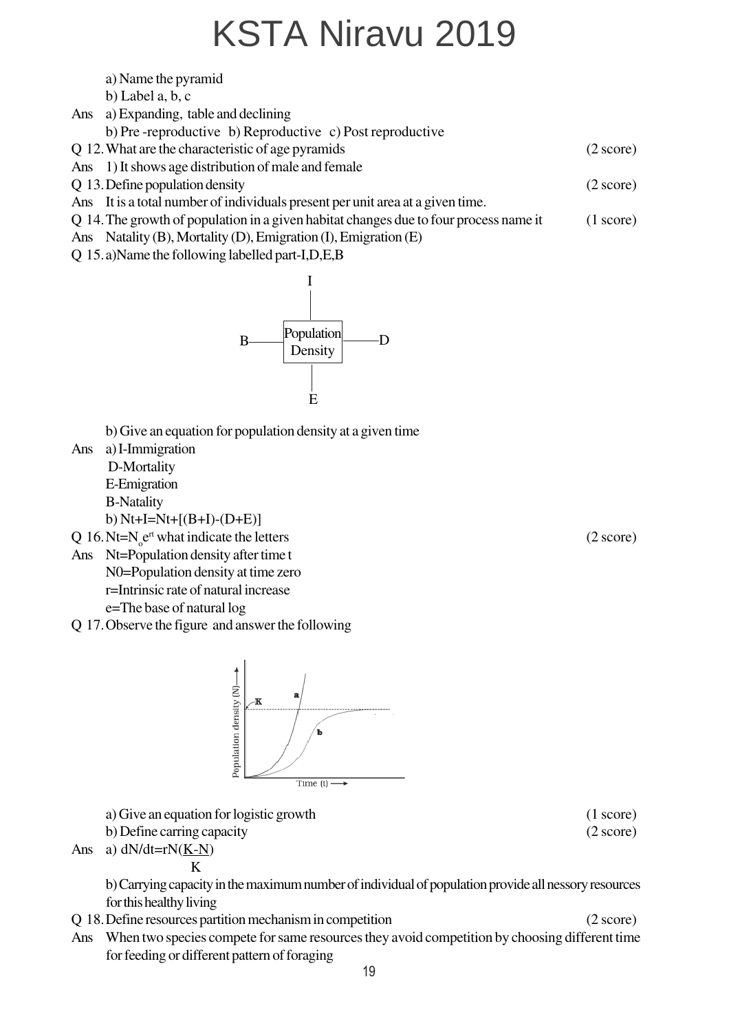a) Name the pyramid

b) Label a, b, c

Ans a) Expanding, table and declining

b) Pre -reproductive b) Reproductive c) Post reproductive

Q 12. What are the characteristic of age pyramids (2 score)

Ans 1) It shows age distribution of male and female

Q 13. Define population density (2 score)

Ans It is a total number of individuals present per unit area at a given time.

Q 14. The growth of population in a given habitat changes due to four process name it (1 score)

Ans Natality (B), Mortality (D), Emigration (I), Emigration (E)

Q 15. a)Name the following labelled part-I,D,E,B

I

B —— Population Density —— D

E

b) Give an equation for population density at a given time

Ans a) I-Immigration

D-Mortality

E-Emigration

B-Natality

b) Nt+I=Nt+[(B+I)-(D+E)]

Q 16. $N_t=N_o e^{rt}$ what indicate the letters (2 score)

Ans Nt=Population density after time t

N0=Population density at time zero

r=Intrinsic rate of natural increase

e=The base of natural log

Q 17. Observe the figure and answer the following

a) Give an equation for logistic growth (1 score)

b) Define carring capacity (2 score)

Ans a) $dN/dt=rN\left(\frac{K-N}{K}\right)$

b) Carrying capacity in the maximum number of individual of population provide all nessory resources for this healthy living

Q 18. Define resources partition mechanism in competition (2 score)

Ans When two species compete for same resources they avoid competition by choosing different time for feeding or different pattern of foraging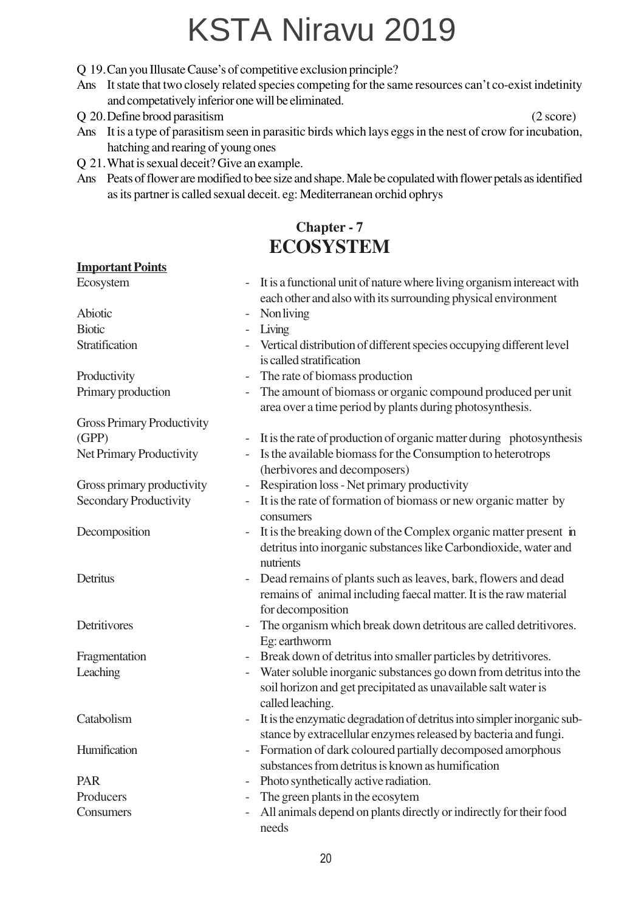Q 19. Can you Illusate Cause's of competitive exclusion principle?

Ans It state that two closely related species competing for the same resources can't co-exist indetinity and competatively inferior one will be eliminated.

Q 20. Define brood parasitism (2 score)

Ans It is a type of parasitism seen in parasitic birds which lays eggs in the nest of crow for incubation, hatching and rearing of young ones

Q 21. What is sexual deceit? Give an example.

Ans Peats of flower are modified to bee size and shape. Male be copulated with flower petals as identified as its partner is called sexual deceit. eg: Mediterranean orchid ophrys

## Chapter - 7
# ECOSYSTEM

**Important Points**

| | |
|---|---|
| Ecosystem | - It is a functional unit of nature where living organism intereact with each other and also with its surrounding physical environment |
| Abiotic | - Non living |
| Biotic | - Living |
| Stratification | - Vertical distribution of different species occupying different level is called stratification |
| Productivity | - The rate of biomass production |
| Primary production | - The amount of biomass or organic compound produced per unit area over a time period by plants during photosynthesis. |
| Gross Primary Productivity (GPP) | - It is the rate of production of organic matter during photosynthesis |
| Net Primary Productivity | - Is the available biomass for the Consumption to heterotrops (herbivores and decomposers) |
| Gross primary productivity | - Respiration loss - Net primary productivity |
| Secondary Productivity | - It is the rate of formation of biomass or new organic matter by consumers |
| Decomposition | - It is the breaking down of the Complex organic matter present in detritus into inorganic substances like Carbondioxide, water and nutrients |
| Detritus | - Dead remains of plants such as leaves, bark, flowers and dead remains of animal including faecal matter. It is the raw material for decomposition |
| Detritivores | - The organism which break down detritous are called detritivores. Eg: earthworm |
| Fragmentation | - Break down of detritus into smaller particles by detritivores. |
| Leaching | - Water soluble inorganic substances go down from detritus into the soil horizon and get precipitated as unavailable salt water is called leaching. |
| Catabolism | - It is the enzymatic degradation of detritus into simpler inorganic substance by extracellular enzymes released by bacteria and fungi. |
| Humification | - Formation of dark coloured partially decomposed amorphous substances from detritus is known as humification |
| PAR | - Photo synthetically active radiation. |
| Producers | - The green plants in the ecosytem |
| Consumers | - All animals depend on plants directly or indirectly for their food needs |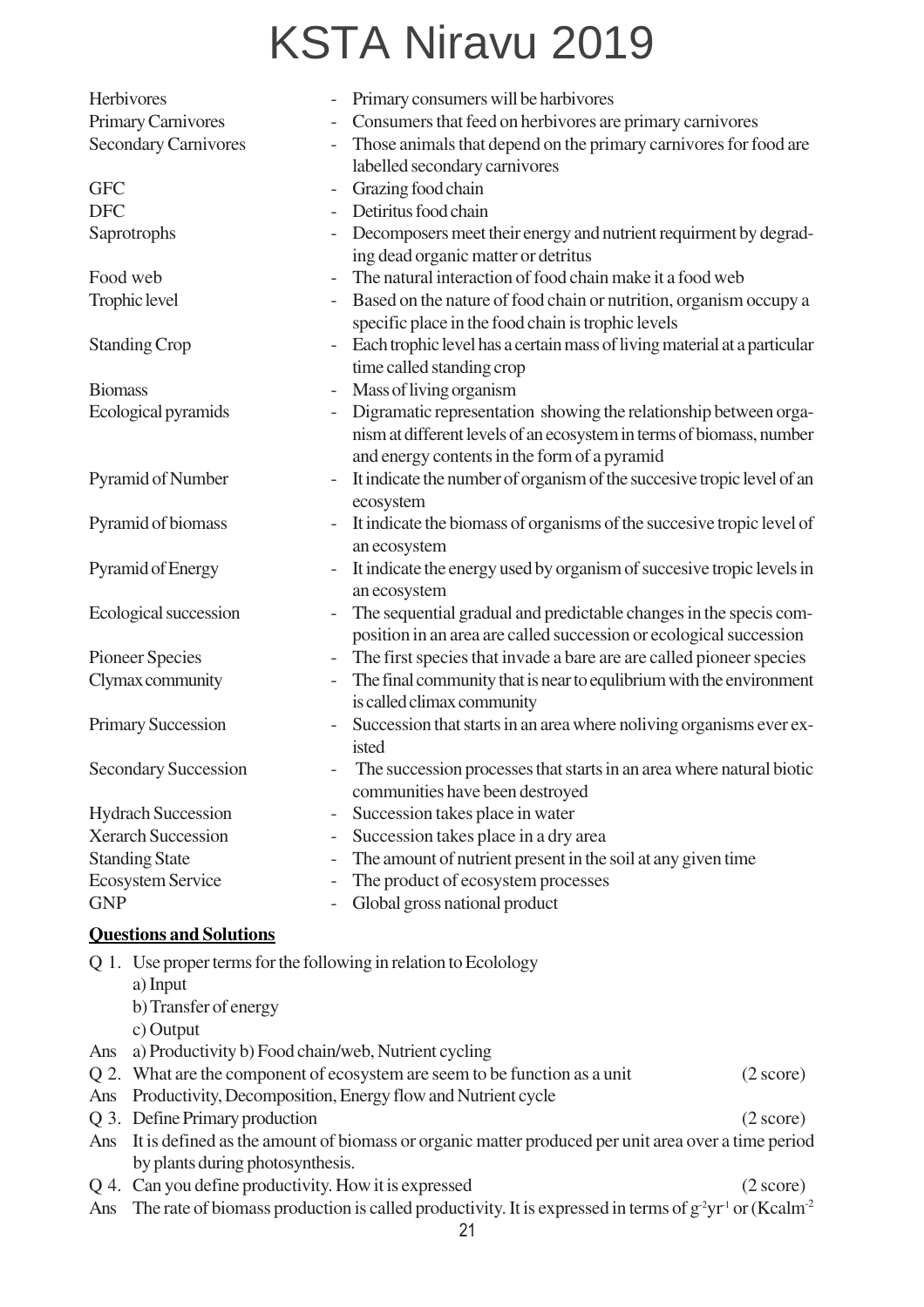# KSTA Niravu 2019

| Term | | Definition |
|---|---|---|
| Herbivores | - | Primary consumers will be harbivores |
| Primary Carnivores | - | Consumers that feed on herbivores are primary carnivores |
| Secondary Carnivores | - | Those animals that depend on the primary carnivores for food are labelled secondary carnivores |
| GFC | - | Grazing food chain |
| DFC | - | Detiritus food chain |
| Saprotrophs | - | Decomposers meet their energy and nutrient requirment by degrading dead organic matter or detritus |
| Food web | - | The natural interaction of food chain make it a food web |
| Trophic level | - | Based on the nature of food chain or nutrition, organism occupy a specific place in the food chain is trophic levels |
| Standing Crop | - | Each trophic level has a certain mass of living material at a particular time called standing crop |
| Biomass | - | Mass of living organism |
| Ecological pyramids | - | Digramatic representation showing the relationship between organism at different levels of an ecosystem in terms of biomass, number and energy contents in the form of a pyramid |
| Pyramid of Number | - | It indicate the number of organism of the succesive tropic level of an ecosystem |
| Pyramid of biomass | - | It indicate the biomass of organisms of the succesive tropic level of an ecosystem |
| Pyramid of Energy | - | It indicate the energy used by organism of succesive tropic levels in an ecosystem |
| Ecological succession | - | The sequential gradual and predictable changes in the specis composition in an area are called succession or ecological succession |
| Pioneer Species | - | The first species that invade a bare are are called pioneer species |
| Clymax community | - | The final community that is near to equlibrium with the environment is called climax community |
| Primary Succession | - | Succession that starts in an area where noliving organisms ever existed |
| Secondary Succession | - | The succession processes that starts in an area where natural biotic communities have been destroyed |
| Hydrach Succession | - | Succession takes place in water |
| Xerarch Succession | - | Succession takes place in a dry area |
| Standing State | - | The amount of nutrient present in the soil at any given time |
| Ecosystem Service | - | The product of ecosystem processes |
| GNP | - | Global gross national product |

**Questions and Solutions**

Q 1. Use proper terms for the following in relation to Ecology
a) Input
b) Transfer of energy
c) Output

Ans a) Productivity b) Food chain/web, Nutrient cycling

Q 2. What are the component of ecosystem are seem to be function as a unit (2 score)

Ans Productivity, Decomposition, Energy flow and Nutrient cycle

Q 3. Define Primary production (2 score)

Ans It is defined as the amount of biomass or organic matter produced per unit area over a time period by plants during photosynthesis.

Q 4. Can you define productivity. How it is expressed (2 score)

Ans The rate of biomass production is called productivity. It is expressed in terms of $g^{-2}yr^{-1}$ or (Kcalm$^{-2}$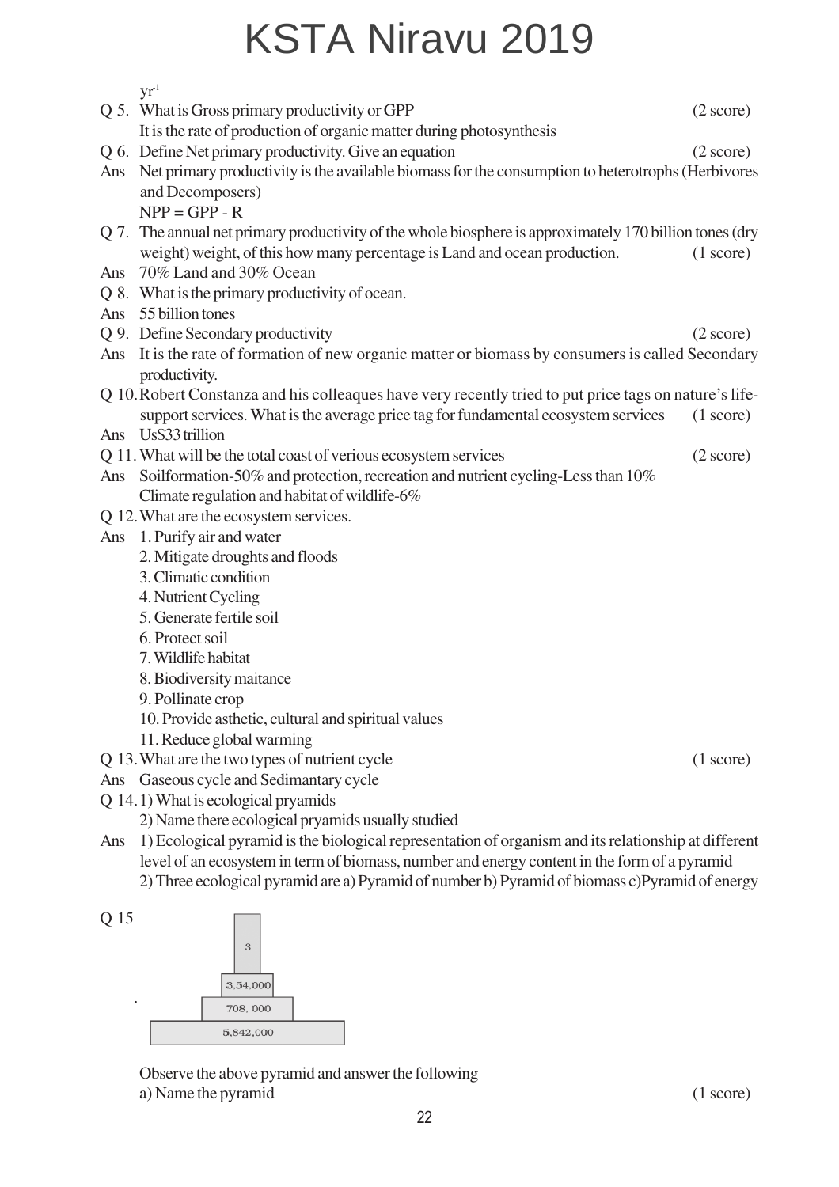# KSTA Niravu 2019

$yr^{-1}$

Q 5. What is Gross primary productivity or GPP (2 score)

It is the rate of production of organic matter during photosynthesis

Q 6. Define Net primary productivity. Give an equation (2 score)

Ans Net primary productivity is the available biomass for the consumption to heterotrophs (Herbivores and Decomposers)

$NPP = GPP - R$

Q 7. The annual net primary productivity of the whole biosphere is approximately 170 billion tones (dry weight) weight, of this how many percentage is Land and ocean production. (1 score)

Ans 70% Land and 30% Ocean

Q 8. What is the primary productivity of ocean.

Ans 55 billion tones

Q 9. Define Secondary productivity (2 score)

Ans It is the rate of formation of new organic matter or biomass by consumers is called Secondary productivity.

Q 10. Robert Constanza and his colleaques have very recently tried to put price tags on nature's life-support services. What is the average price tag for fundamental ecosystem services (1 score)

Ans Us$33 trillion

Q 11. What will be the total coast of verious ecosystem services (2 score)

Ans Soilformation-50% and protection, recreation and nutrient cycling-Less than 10%

Climate regulation and habitat of wildlife-6%

Q 12. What are the ecosystem services.

Ans
1. Purify air and water
2. Mitigate droughts and floods
3. Climatic condition
4. Nutrient Cycling
5. Generate fertile soil
6. Protect soil
7. Wildlife habitat
8. Biodiversity maitance
9. Pollinate crop
10. Provide asthetic, cultural and spiritual values
11. Reduce global warming

Q 13. What are the two types of nutrient cycle (1 score)

Ans Gaseous cycle and Sedimantary cycle

Q 14. 1) What is ecological pryamids

2) Name there ecological pryamids usually studied

Ans 1) Ecological pyramid is the biological representation of organism and its relationship at different level of an ecosystem in term of biomass, number and energy content in the form of a pyramid

2) Three ecological pyramid are a) Pyramid of number b) Pyramid of biomass c)Pyramid of energy

Q 15

| 3 |
|---|
| 3,54,000 |
| 708, 000 |
| 5,842,000 |

Observe the above pyramid and answer the following

a) Name the pyramid (1 score)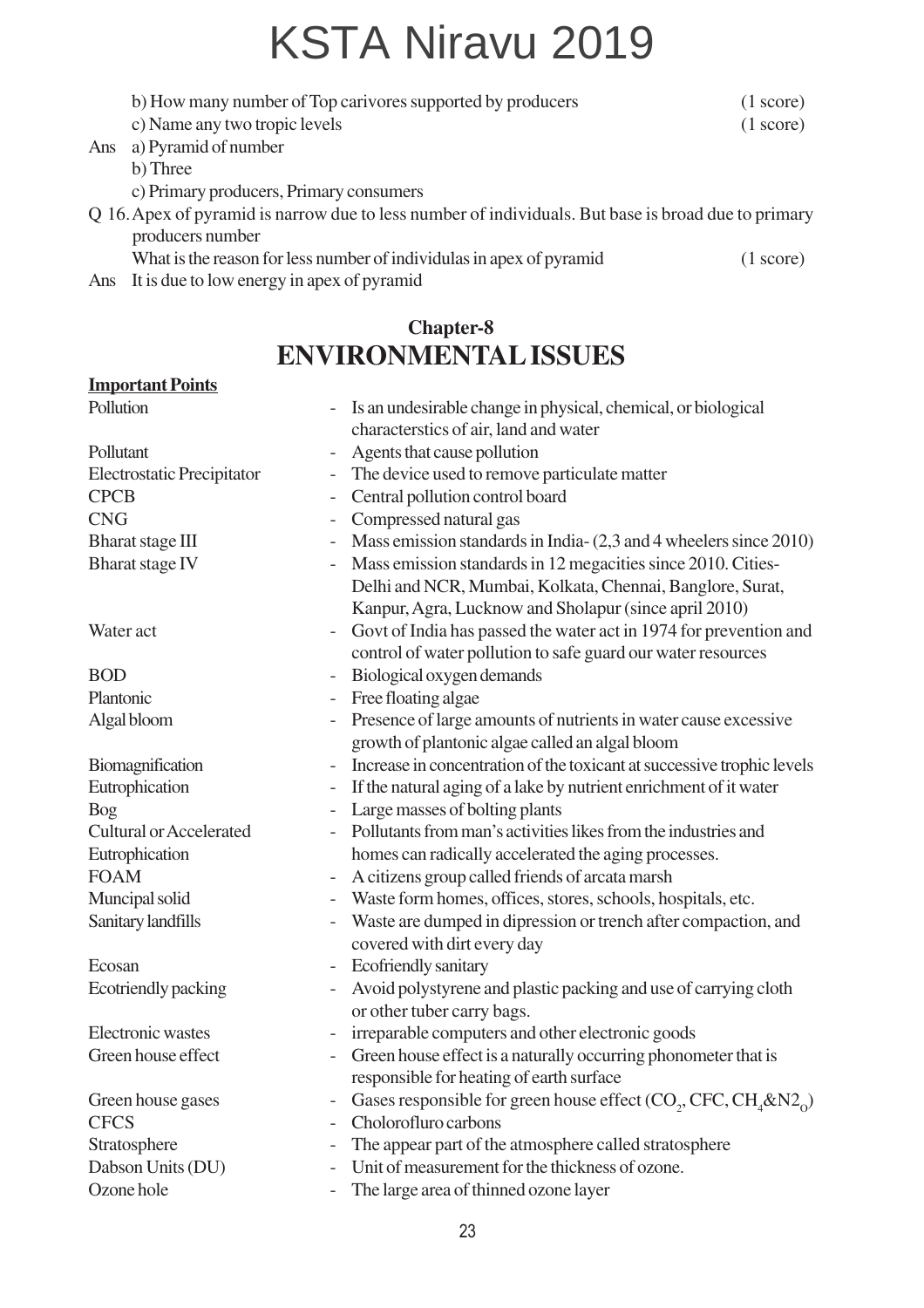b) How many number of Top carivores supported by producers (1 score)

c) Name any two tropic levels (1 score)

Ans a) Pyramid of number

b) Three

c) Primary producers, Primary consumers

Q 16. Apex of pyramid is narrow due to less number of individuals. But base is broad due to primary producers number

What is the reason for less number of individulas in apex of pyramid (1 score)

Ans It is due to low energy in apex of pyramid

## Chapter-8
# ENVIRONMENTAL ISSUES

**Important Points**

| | | |
|---|---|---|
| Pollution | - | Is an undesirable change in physical, chemical, or biological characterstics of air, land and water |
| Pollutant | - | Agents that cause pollution |
| Electrostatic Precipitator | - | The device used to remove particulate matter |
| CPCB | - | Central pollution control board |
| CNG | - | Compressed natural gas |
| Bharat stage III | - | Mass emission standards in India- (2,3 and 4 wheelers since 2010) |
| Bharat stage IV | - | Mass emission standards in 12 megacities since 2010. Cities- Delhi and NCR, Mumbai, Kolkata, Chennai, Banglore, Surat, Kanpur, Agra, Lucknow and Sholapur (since april 2010) |
| Water act | - | Govt of India has passed the water act in 1974 for prevention and control of water pollution to safe guard our water resources |
| BOD | - | Biological oxygen demands |
| Plantonic | - | Free floating algae |
| Algal bloom | - | Presence of large amounts of nutrients in water cause excessive growth of plantonic algae called an algal bloom |
| Biomagnification | - | Increase in concentration of the toxicant at successive trophic levels |
| Eutrophication | - | If the natural aging of a lake by nutrient enrichment of it water |
| Bog | - | Large masses of bolting plants |
| Cultural or Accelerated Eutrophication | - | Pollutants from man's activities likes from the industries and homes can radically accelerated the aging processes. |
| FOAM | - | A citizens group called friends of arcata marsh |
| Muncipal solid | - | Waste form homes, offices, stores, schools, hospitals, etc. |
| Sanitary landfills | - | Waste are dumped in dipression or trench after compaction, and covered with dirt every day |
| Ecosan | - | Ecofriendly sanitary |
| Ecotriendly packing | - | Avoid polystyrene and plastic packing and use of carrying cloth or other tuber carry bags. |
| Electronic wastes | - | irreparable computers and other electronic goods |
| Green house effect | - | Green house effect is a naturally occurring phonometer that is responsible for heating of earth surface |
| Green house gases | - | Gases responsible for green house effect ($CO_2$, CFC, $CH_4$&$N2_O$) |
| CFCS | - | Cholorofluro carbons |
| Stratosphere | - | The appear part of the atmosphere called stratosphere |
| Dabson Units (DU) | - | Unit of measurement for the thickness of ozone. |
| Ozone hole | - | The large area of thinned ozone layer |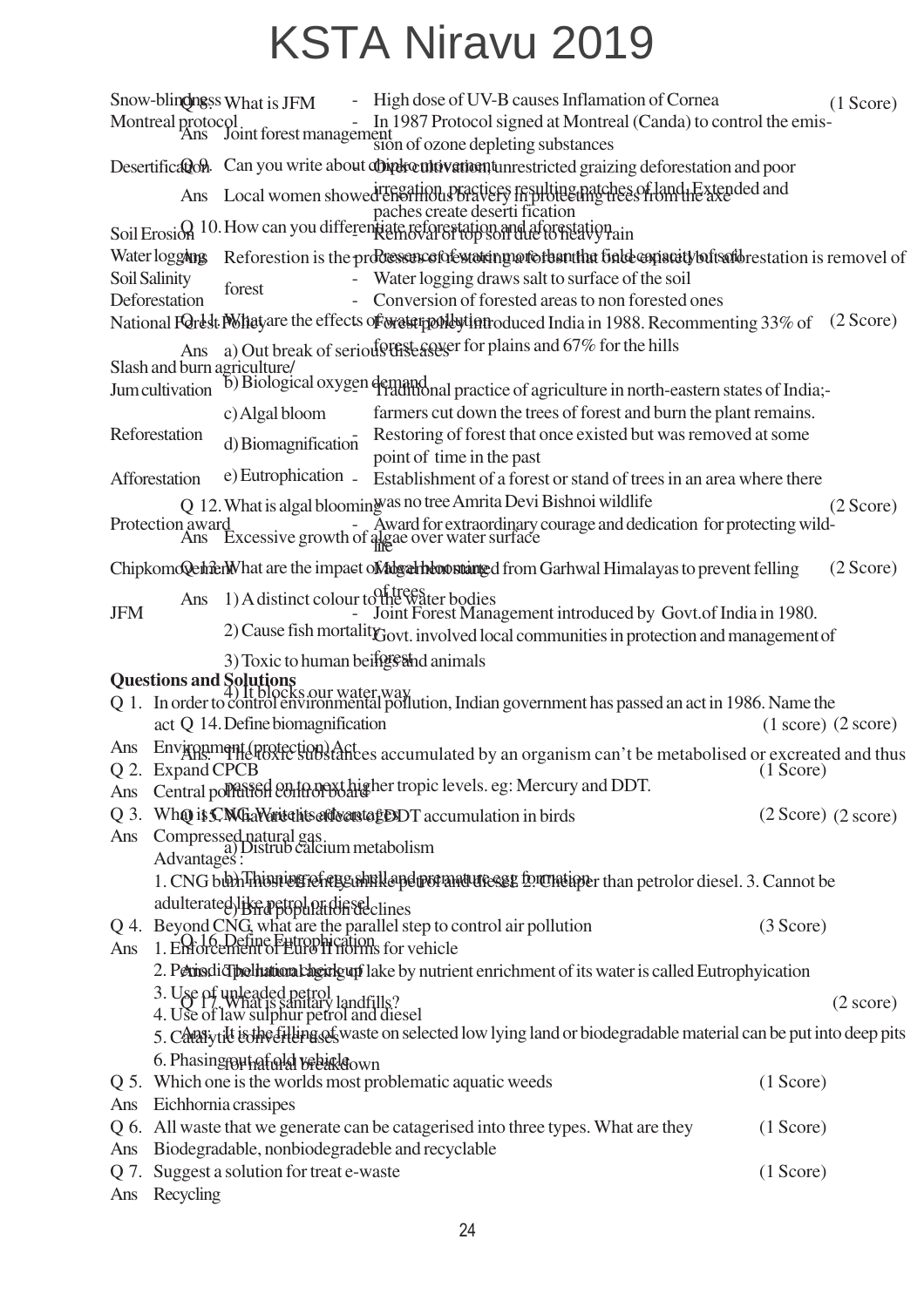| | | |
|---|---|---|
| Snow-blindness | - | High dose of UV-B causes Inflamation of Cornea |
| Montreal protocol | - | In 1987 Protocol signed at Montreal (Canda) to control the emission of ozone depleting substances |
| Desertification | - | Over cultivation, unrestricted graizing deforestation and poor irregation practices resulting patches of land. Extended and paches create deserti fication |
| Soil Erosion | - | Removal of top soil due to heavy rain |
| Water logging | - | Presence of water more than the field capacity of soil |
| Soil Salinity | - | Water logging draws salt to surface of the soil |
| Deforestation | - | Conversion of forested areas to non forested ones |
| National Forest Policy | - | Forest policy introduced India in 1988. Recommenting 33% of forest cover for plains and 67% for the hills |
| Slash and burn agriculture/ Jum cultivation | - | Traditional practice of agriculture in north-eastern states of India;- farmers cut down the trees of forest and burn the plant remains. |
| Reforestation | - | Restoring of forest that once existed but was removed at some point of time in the past |
| Afforestation | - | Establishment of a forest or stand of trees in an area where there was no tree |
| Amrita Devi Bishnoi wildlife Protection award | - | Award for extraordinary courage and dedication for protecting wildlife |
| Chipko movement | - | Movement started from Garhwal Himalayas to prevent felling of trees |
| JFM | - | Joint Forest Management introduced by Govt.of India in 1980. Govt. involved local communities in protection and management of forest |

**Questions and Solutions**

Q 1. In order to control environmental pollution, Indian government has passed an act in 1986. Name the act (1 score)

Ans Environment (protection) Act

Q 2. Expand CPCB (1 Score)

Ans Central pollution control board

Q 3. What is CNG. Write its advantages (2 Score)

Ans Compressed natural gas.
Advantages :
1. CNG burn most efficiently unlike petrol and diesel. 2. Cheaper than petrol or diesel. 3. Cannot be adulterated like petrol or diesel

Q 4. Beyond CNG, what are the parallel step to control air pollution (3 Score)

Ans 1. Enforcement of Euro II norms for vehicle
2. Periodic pollution check up
3. Use of unleaded petrol
4. Use of law sulphur petrol and diesel
5. Catalytic converter uses
6. Phasing out of old vehicle

Q 5. Which one is the worlds most problematic aquatic weeds (1 Score)

Ans Eichhornia crassipes

Q 6. All waste that we generate can be catagerised into three types. What are they (1 Score)

Ans Biodegradable, nonbiodegradeble and recyclable

Q 7. Suggest a solution for treat e-waste (1 Score)

Ans Recycling

Q 8. What is JFM (1 Score)

Ans Joint forest management

Q 9. Can you write about chipko movement

Ans Local women showed enormous bravery in protecting trees from the axe

Q 10. How can you differentiate reforestation and aforestation

Ans Reforestation is the processes of restoring a forest that once existed but aforestation is removel of forest

Q 11. What are the effects of water pollution (2 Score)

Ans a) Out break of serious diseases
b) Biological oxygen demand
c) Algal bloom
d) Biomagnification
e) Eutrophication

Q 12. What is algal blooming (2 Score)

Ans Excessive growth of algae over water surface

Q 13. What are the impact of algal blooming (2 Score)

Ans 1) A distinct colour to the water bodies
2) Cause fish mortality
3) Toxic to human beings and animals
4) It blocks our water way

Q 14. Define biomagnification (2 score)

Ans The toxic substances accumulated by an organism can't be metabolised or excreated and thus passed on to next higher tropic levels. eg: Mercury and DDT.

Q 15. What are the effects of DDT accumulation in birds (2 score)

Ans a) Distrub calcium metabolism
b) Thinning of egg shell and premature egg formation
c) Bird population declines

Q 16. Define Eutrophication

Ans The natural aging of lake by nutrient enrichment of its water is called Eutrophyication

Q 17. What is sanitary landfills? (2 score)

Ans It is the filling of waste on selected low lying land or biodegradable material can be put into deep pits for natural breakdown